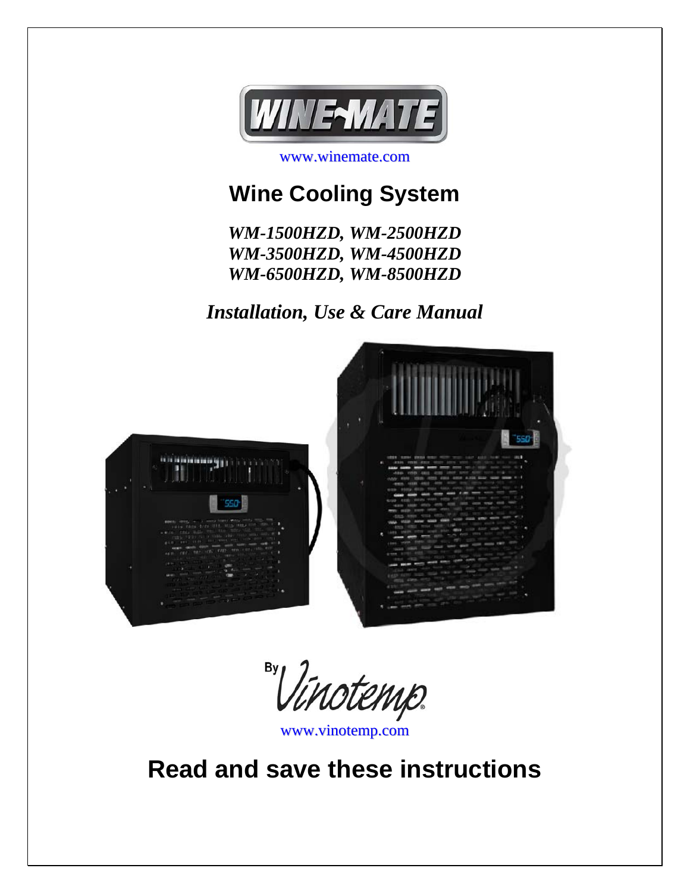WINE-MATE

www.winemate.com

# Wine Cooling System

***WM-1500HZD, WM-2500HZD***
***WM-3500HZD, WM-4500HZD***
***WM-6500HZD, WM-8500HZD***

## *Installation, Use & Care Manual*

By Vinotemp

www.vinotemp.com

# Read and save these instructions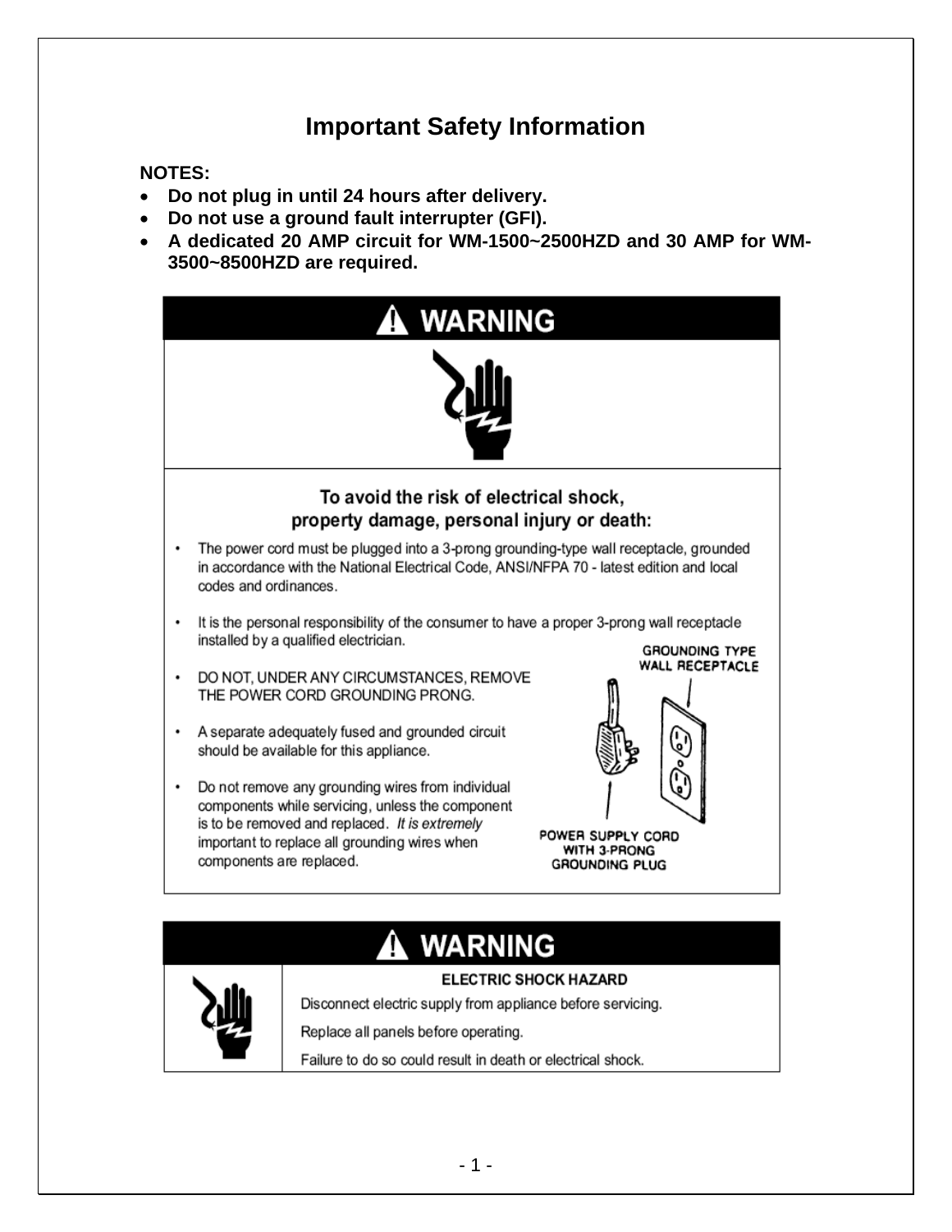# Important Safety Information

**NOTES:**

- **Do not plug in until 24 hours after delivery.**
- **Do not use a ground fault interrupter (GFI).**
- **A dedicated 20 AMP circuit for WM-1500~2500HZD and 30 AMP for WM-3500~8500HZD are required.**

## ⚠ WARNING

**To avoid the risk of electrical shock, property damage, personal injury or death:**

- The power cord must be plugged into a 3-prong grounding-type wall receptacle, grounded in accordance with the National Electrical Code, ANSI/NFPA 70 - latest edition and local codes and ordinances.
- It is the personal responsibility of the consumer to have a proper 3-prong wall receptacle installed by a qualified electrician.
- DO NOT, UNDER ANY CIRCUMSTANCES, REMOVE THE POWER CORD GROUNDING PRONG.
- A separate adequately fused and grounded circuit should be available for this appliance.
- Do not remove any grounding wires from individual components while servicing, unless the component is to be removed and replaced. *It is extremely important to replace all grounding wires when components are replaced.*

GROUNDING TYPE WALL RECEPTACLE

POWER SUPPLY CORD WITH 3-PRONG GROUNDING PLUG

## ⚠ WARNING

**ELECTRIC SHOCK HAZARD**

Disconnect electric supply from appliance before servicing.

Replace all panels before operating.

Failure to do so could result in death or electrical shock.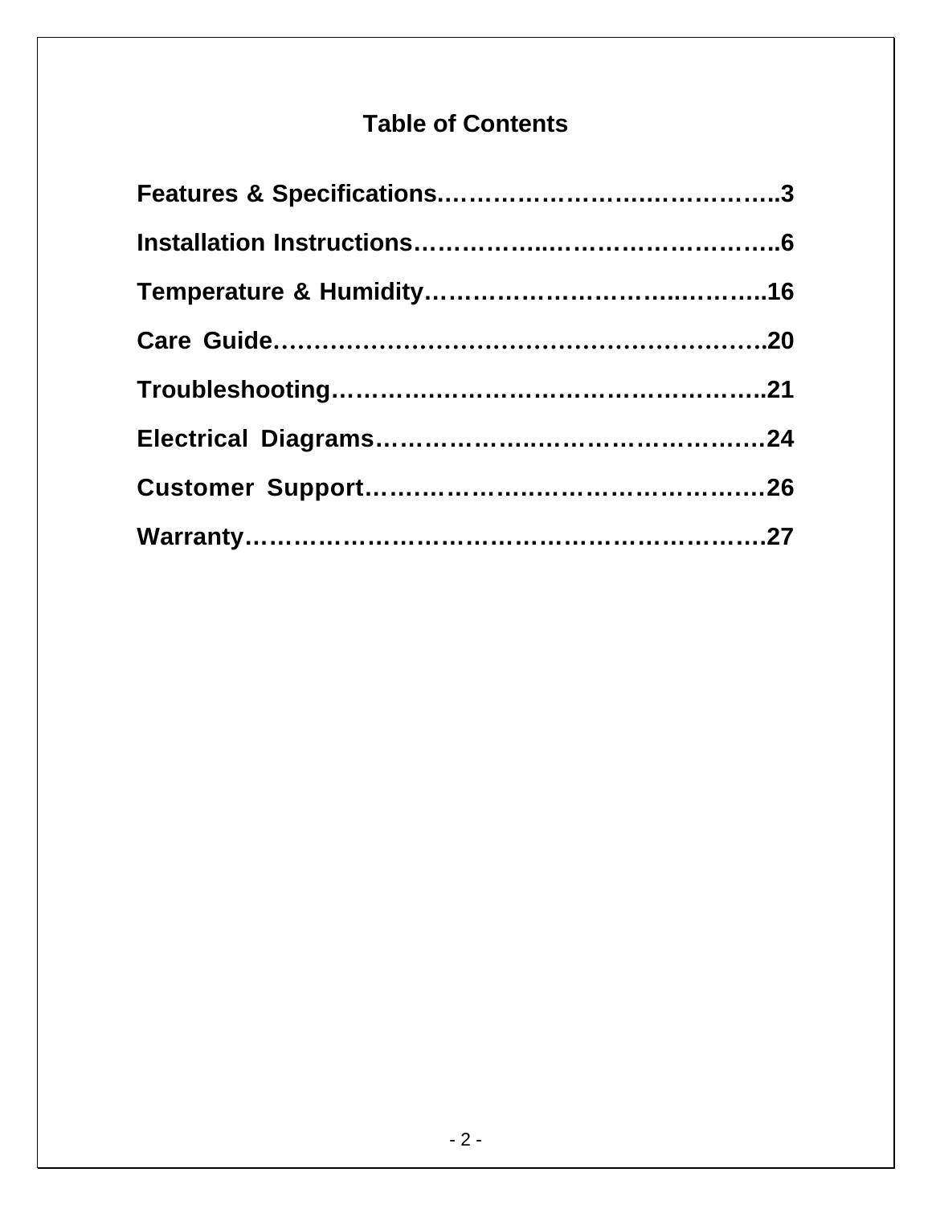# Table of Contents

**Features & Specifications……………………..…………..3**

**Installation Instructions…………...……………………..6**

**Temperature & Humidity…………………………...……..16**

**Care Guide………………………………………………….20**

**Troubleshooting…………………………………………...21**

**Electrical Diagrams……………...……………………….24**

**Customer Support………………..……………………….26**

**Warranty…………………………………………………….27**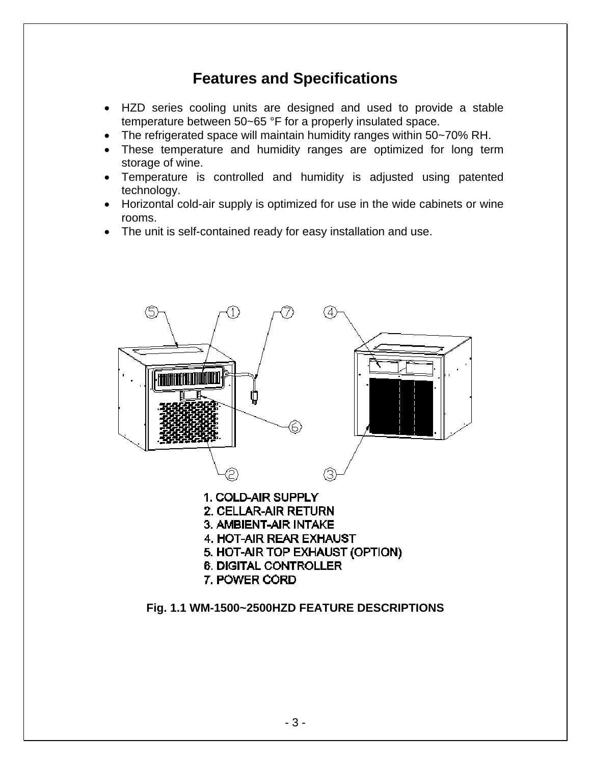# Features and Specifications

- HZD series cooling units are designed and used to provide a stable temperature between 50~65 °F for a properly insulated space.
- The refrigerated space will maintain humidity ranges within 50~70% RH.
- These temperature and humidity ranges are optimized for long term storage of wine.
- Temperature is controlled and humidity is adjusted using patented technology.
- Horizontal cold-air supply is optimized for use in the wide cabinets or wine rooms.
- The unit is self-contained ready for easy installation and use.

1. COLD-AIR SUPPLY
2. CELLAR-AIR RETURN
3. AMBIENT-AIR INTAKE
4. HOT-AIR REAR EXHAUST
5. HOT-AIR TOP EXHAUST (OPTION)
6. DIGITAL CONTROLLER
7. POWER CORD

**Fig. 1.1 WM-1500~2500HZD FEATURE DESCRIPTIONS**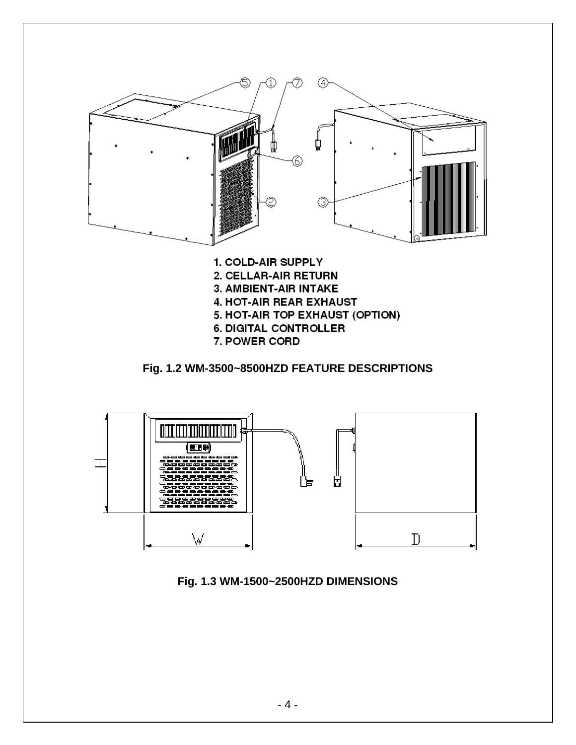1. COLD-AIR SUPPLY
2. CELLAR-AIR RETURN
3. AMBIENT-AIR INTAKE
4. HOT-AIR REAR EXHAUST
5. HOT-AIR TOP EXHAUST (OPTION)
6. DIGITAL CONTROLLER
7. POWER CORD

**Fig. 1.2 WM-3500~8500HZD FEATURE DESCRIPTIONS**

**Fig. 1.3 WM-1500~2500HZD DIMENSIONS**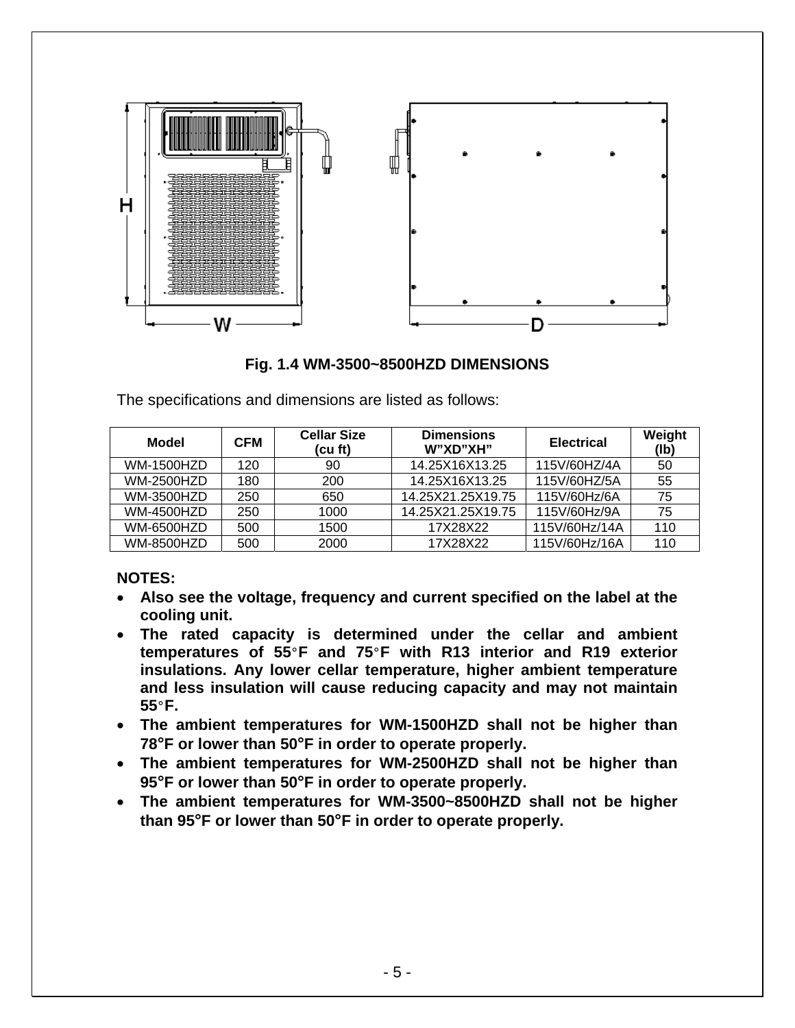**Fig. 1.4 WM-3500~8500HZD DIMENSIONS**

The specifications and dimensions are listed as follows:

| Model | CFM | Cellar Size (cu ft) | Dimensions W"XD"XH" | Electrical | Weight (lb) |
|---|---|---|---|---|---|
| WM-1500HZD | 120 | 90 | 14.25X16X13.25 | 115V/60HZ/4A | 50 |
| WM-2500HZD | 180 | 200 | 14.25X16X13.25 | 115V/60HZ/5A | 55 |
| WM-3500HZD | 250 | 650 | 14.25X21.25X19.75 | 115V/60Hz/6A | 75 |
| WM-4500HZD | 250 | 1000 | 14.25X21.25X19.75 | 115V/60Hz/9A | 75 |
| WM-6500HZD | 500 | 1500 | 17X28X22 | 115V/60Hz/14A | 110 |
| WM-8500HZD | 500 | 2000 | 17X28X22 | 115V/60Hz/16A | 110 |

**NOTES:**

- **Also see the voltage, frequency and current specified on the label at the cooling unit.**
- **The rated capacity is determined under the cellar and ambient temperatures of 55°F and 75°F with R13 interior and R19 exterior insulations. Any lower cellar temperature, higher ambient temperature and less insulation will cause reducing capacity and may not maintain 55°F.**
- **The ambient temperatures for WM-1500HZD shall not be higher than 78°F or lower than 50°F in order to operate properly.**
- **The ambient temperatures for WM-2500HZD shall not be higher than 95°F or lower than 50°F in order to operate properly.**
- **The ambient temperatures for WM-3500~8500HZD shall not be higher than 95°F or lower than 50°F in order to operate properly.**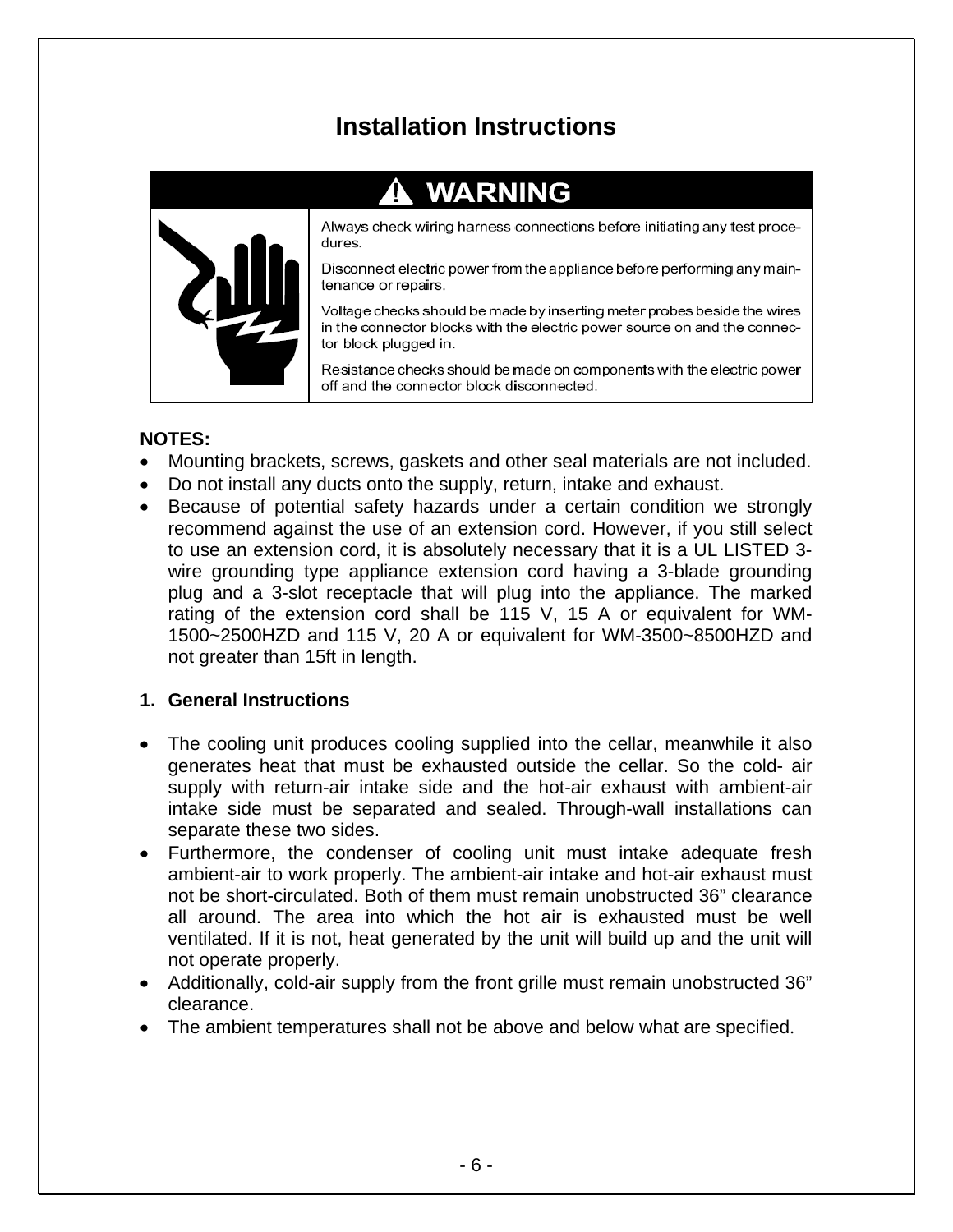# Installation Instructions

## ⚠ WARNING

Always check wiring harness connections before initiating any test procedures.

Disconnect electric power from the appliance before performing any maintenance or repairs.

Voltage checks should be made by inserting meter probes beside the wires in the connector blocks with the electric power source on and the connector block plugged in.

Resistance checks should be made on components with the electric power off and the connector block disconnected.

**NOTES:**

- Mounting brackets, screws, gaskets and other seal materials are not included.
- Do not install any ducts onto the supply, return, intake and exhaust.
- Because of potential safety hazards under a certain condition we strongly recommend against the use of an extension cord. However, if you still select to use an extension cord, it is absolutely necessary that it is a UL LISTED 3-wire grounding type appliance extension cord having a 3-blade grounding plug and a 3-slot receptacle that will plug into the appliance. The marked rating of the extension cord shall be 115 V, 15 A or equivalent for WM-1500~2500HZD and 115 V, 20 A or equivalent for WM-3500~8500HZD and not greater than 15ft in length.

### 1. General Instructions

- The cooling unit produces cooling supplied into the cellar, meanwhile it also generates heat that must be exhausted outside the cellar. So the cold- air supply with return-air intake side and the hot-air exhaust with ambient-air intake side must be separated and sealed. Through-wall installations can separate these two sides.
- Furthermore, the condenser of cooling unit must intake adequate fresh ambient-air to work properly. The ambient-air intake and hot-air exhaust must not be short-circulated. Both of them must remain unobstructed 36" clearance all around. The area into which the hot air is exhausted must be well ventilated. If it is not, heat generated by the unit will build up and the unit will not operate properly.
- Additionally, cold-air supply from the front grille must remain unobstructed 36" clearance.
- The ambient temperatures shall not be above and below what are specified.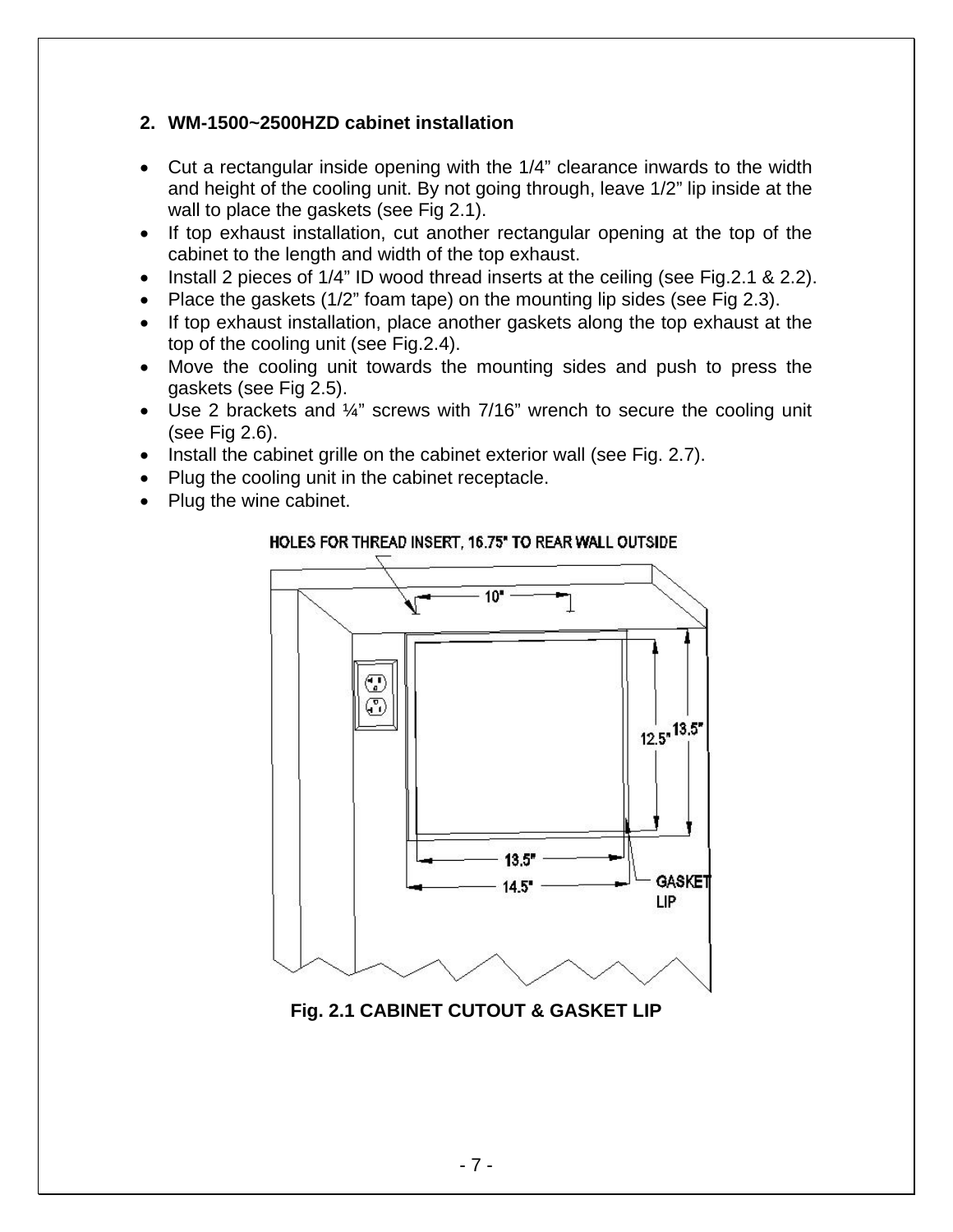## 2. WM-1500~2500HZD cabinet installation

- Cut a rectangular inside opening with the 1/4" clearance inwards to the width and height of the cooling unit. By not going through, leave 1/2" lip inside at the wall to place the gaskets (see Fig 2.1).
- If top exhaust installation, cut another rectangular opening at the top of the cabinet to the length and width of the top exhaust.
- Install 2 pieces of 1/4" ID wood thread inserts at the ceiling (see Fig.2.1 & 2.2).
- Place the gaskets (1/2" foam tape) on the mounting lip sides (see Fig 2.3).
- If top exhaust installation, place another gaskets along the top exhaust at the top of the cooling unit (see Fig.2.4).
- Move the cooling unit towards the mounting sides and push to press the gaskets (see Fig 2.5).
- Use 2 brackets and ¼" screws with 7/16" wrench to secure the cooling unit (see Fig 2.6).
- Install the cabinet grille on the cabinet exterior wall (see Fig. 2.7).
- Plug the cooling unit in the cabinet receptacle.
- Plug the wine cabinet.

HOLES FOR THREAD INSERT, 16.75" TO REAR WALL OUTSIDE

10"

12.5" 13.5"

13.5"

14.5"

GASKET LIP

**Fig. 2.1 CABINET CUTOUT & GASKET LIP**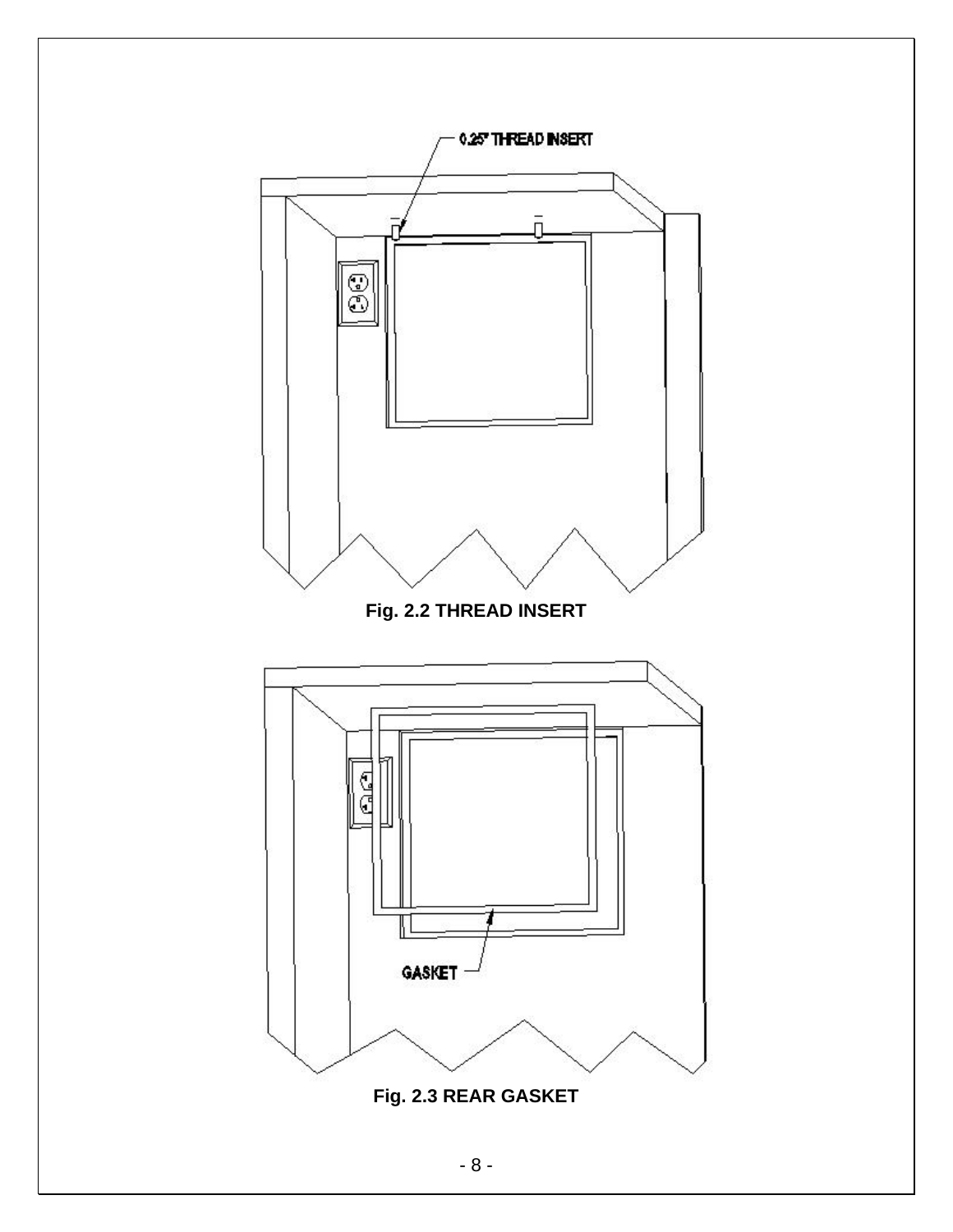0.25" THREAD INSERT

**Fig. 2.2 THREAD INSERT**

GASKET

**Fig. 2.3 REAR GASKET**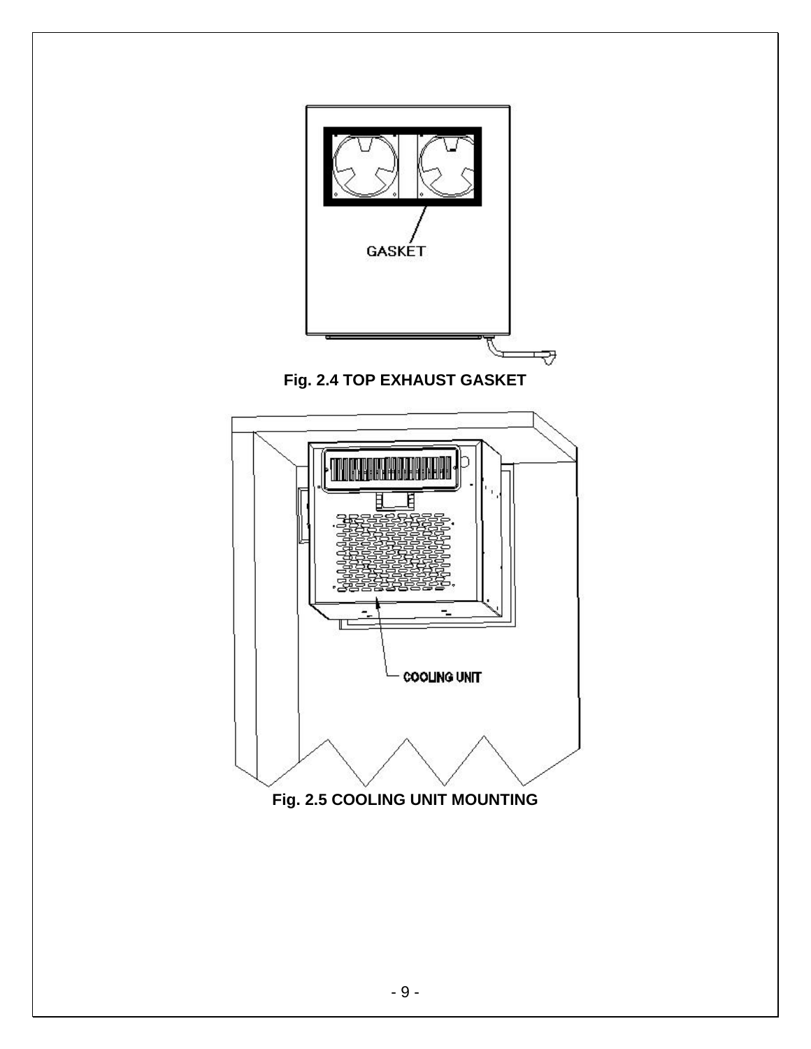GASKET

**Fig. 2.4 TOP EXHAUST GASKET**

COOLING UNIT

**Fig. 2.5 COOLING UNIT MOUNTING**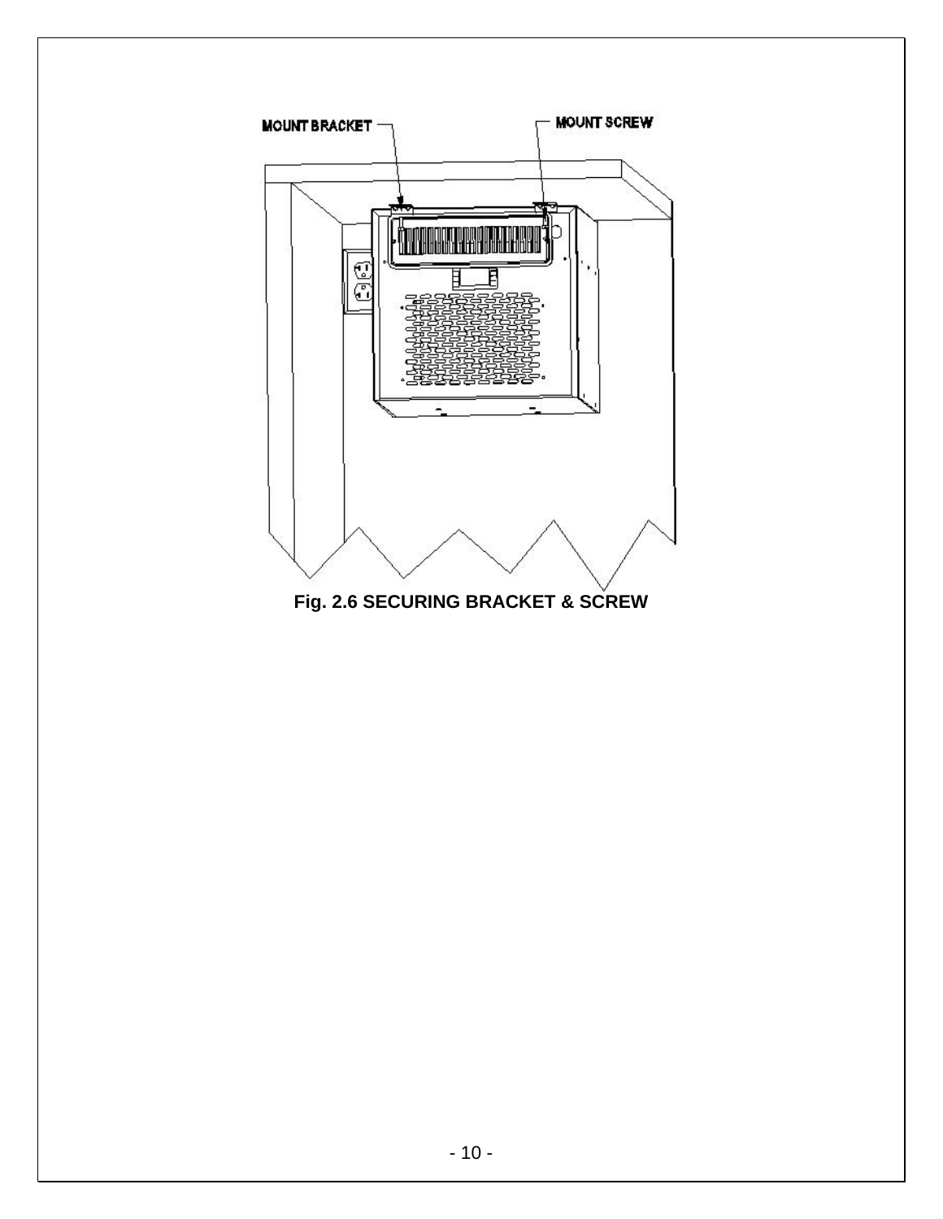MOUNT BRACKET

MOUNT SCREW

**Fig. 2.6 SECURING BRACKET & SCREW**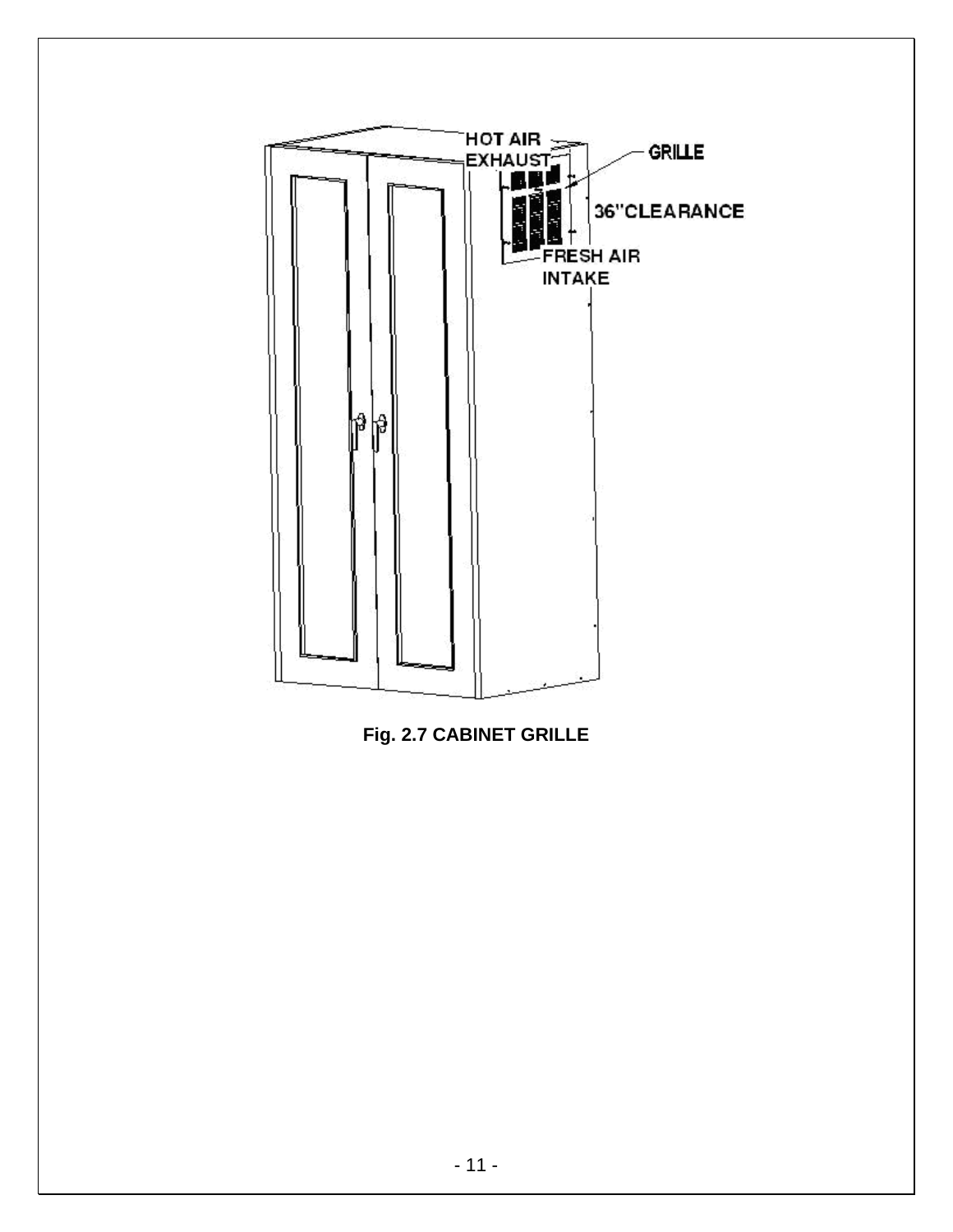HOT AIR EXHAUST

GRILLE

36"CLEARANCE

FRESH AIR INTAKE

**Fig. 2.7 CABINET GRILLE**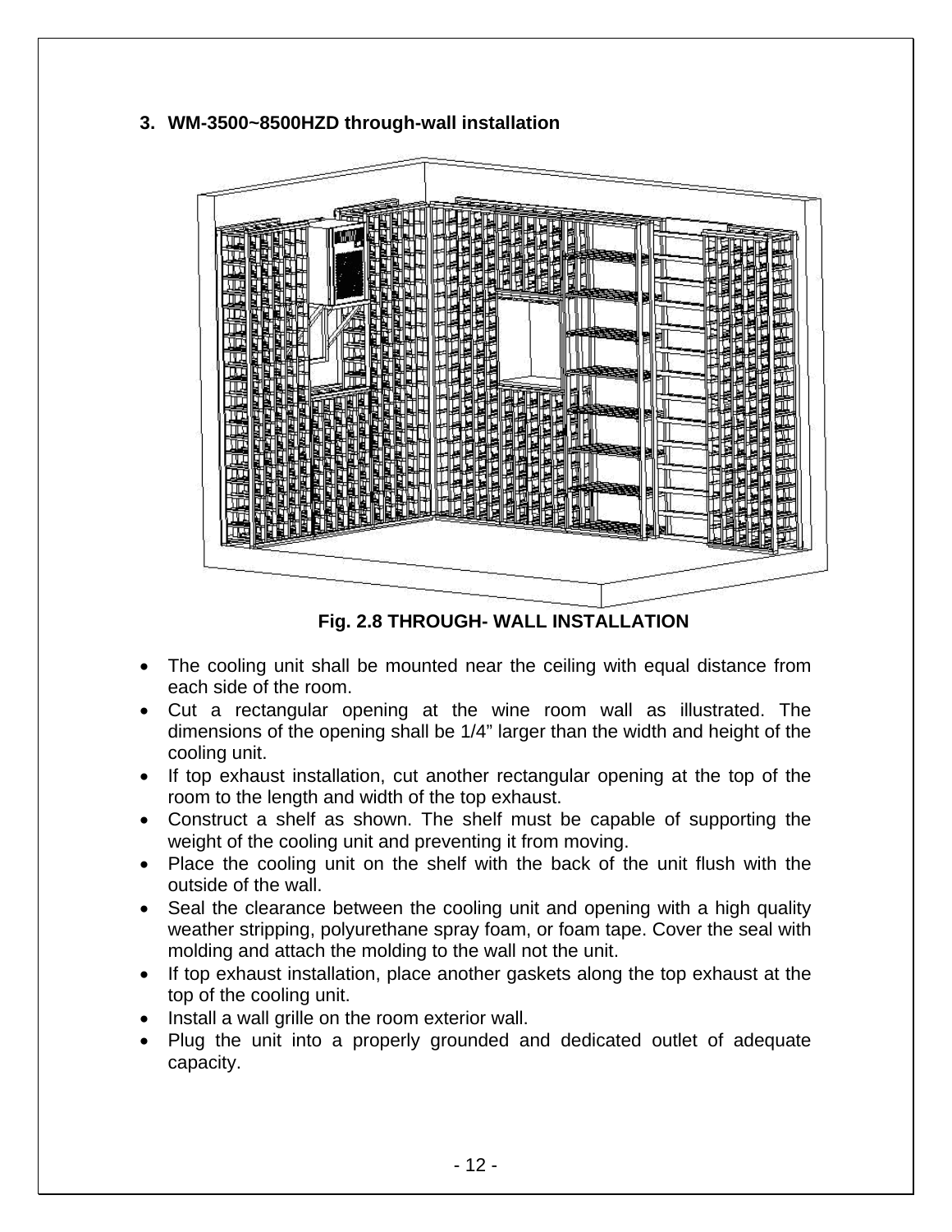### 3. WM-3500~8500HZD through-wall installation

**Fig. 2.8 THROUGH- WALL INSTALLATION**

- The cooling unit shall be mounted near the ceiling with equal distance from each side of the room.
- Cut a rectangular opening at the wine room wall as illustrated. The dimensions of the opening shall be 1/4" larger than the width and height of the cooling unit.
- If top exhaust installation, cut another rectangular opening at the top of the room to the length and width of the top exhaust.
- Construct a shelf as shown. The shelf must be capable of supporting the weight of the cooling unit and preventing it from moving.
- Place the cooling unit on the shelf with the back of the unit flush with the outside of the wall.
- Seal the clearance between the cooling unit and opening with a high quality weather stripping, polyurethane spray foam, or foam tape. Cover the seal with molding and attach the molding to the wall not the unit.
- If top exhaust installation, place another gaskets along the top exhaust at the top of the cooling unit.
- Install a wall grille on the room exterior wall.
- Plug the unit into a properly grounded and dedicated outlet of adequate capacity.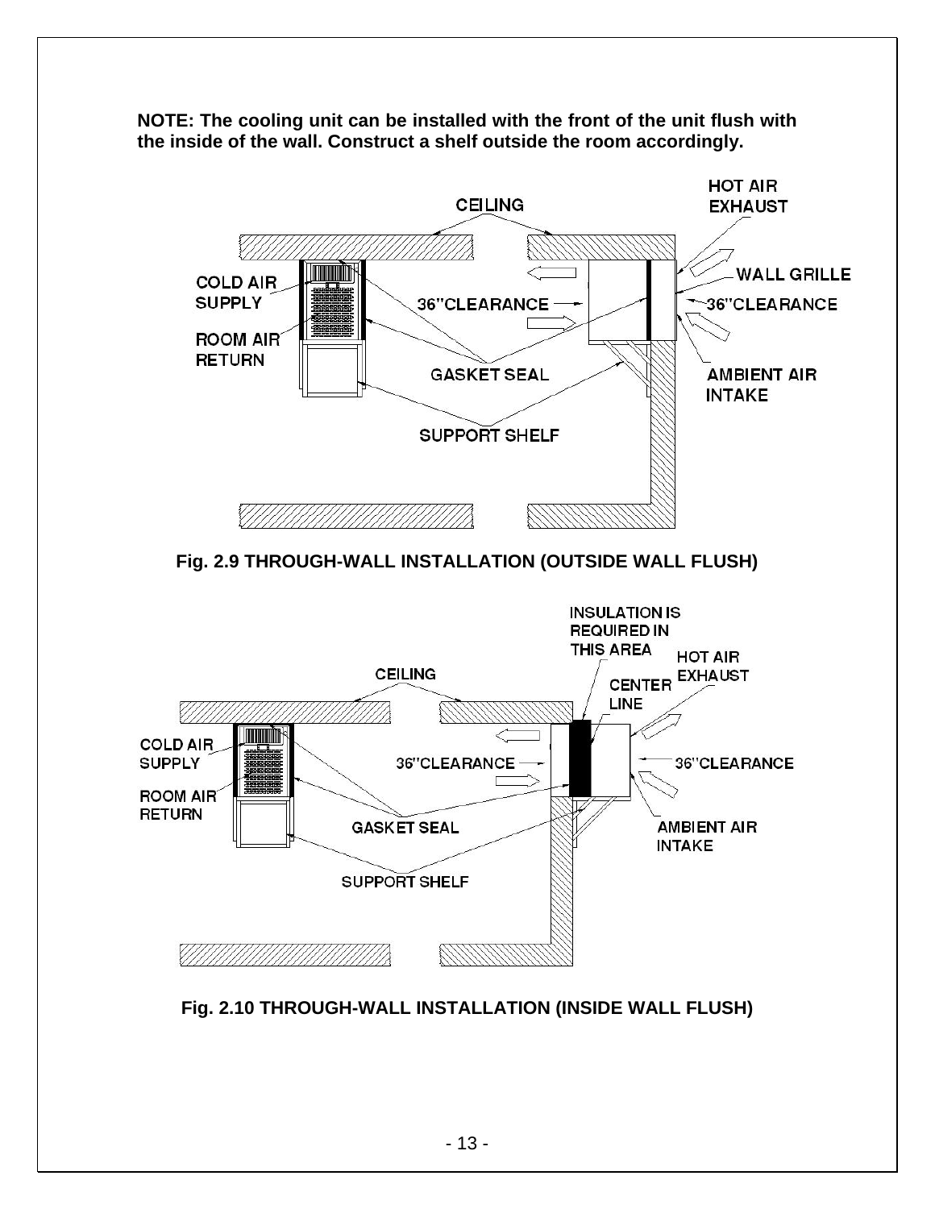**NOTE: The cooling unit can be installed with the front of the unit flush with the inside of the wall. Construct a shelf outside the room accordingly.**

**Fig. 2.9 THROUGH-WALL INSTALLATION (OUTSIDE WALL FLUSH)**

**Fig. 2.10 THROUGH-WALL INSTALLATION (INSIDE WALL FLUSH)**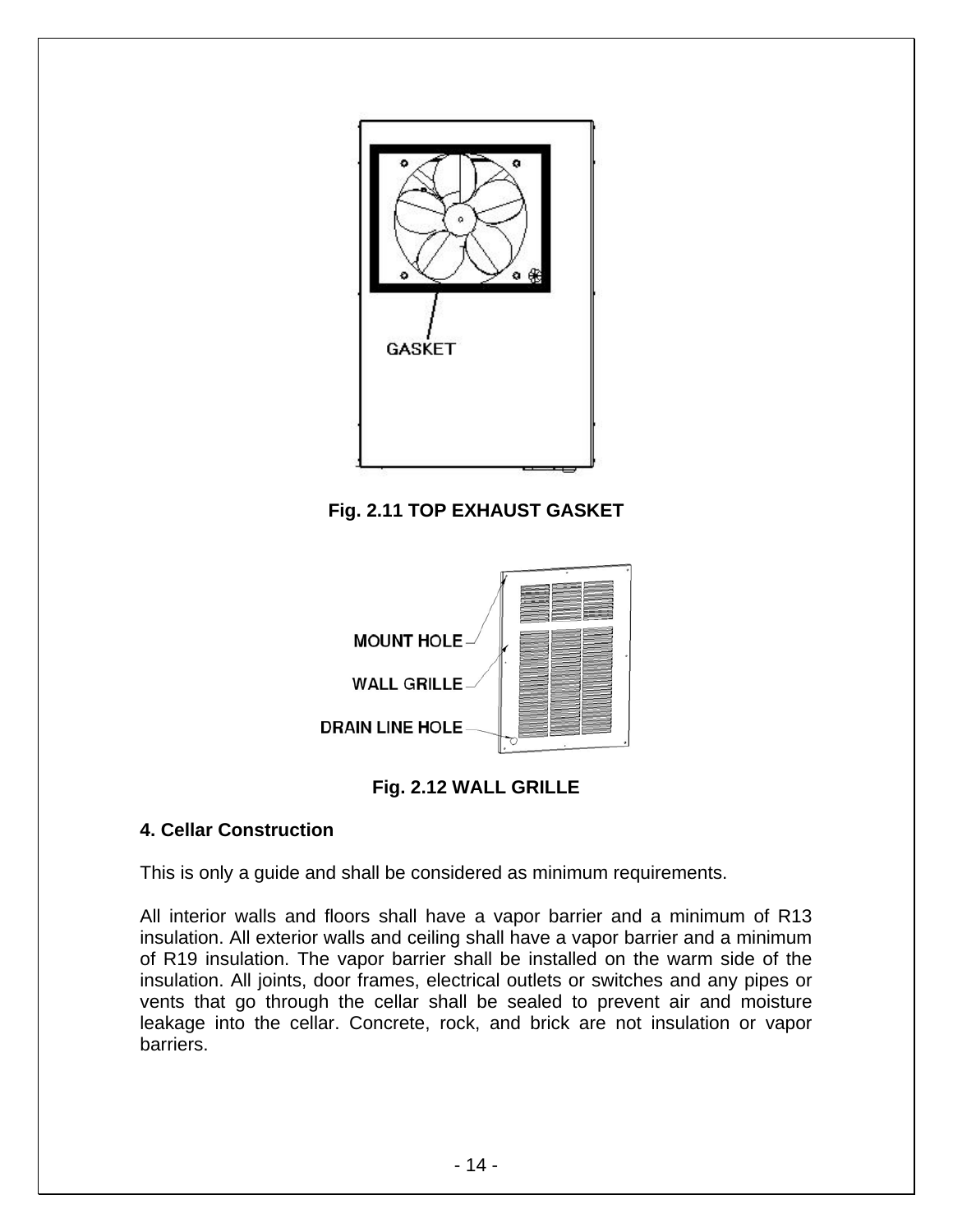GASKET

**Fig. 2.11 TOP EXHAUST GASKET**

MOUNT HOLE

WALL GRILLE

DRAIN LINE HOLE

**Fig. 2.12 WALL GRILLE**

**4. Cellar Construction**

This is only a guide and shall be considered as minimum requirements.

All interior walls and floors shall have a vapor barrier and a minimum of R13 insulation. All exterior walls and ceiling shall have a vapor barrier and a minimum of R19 insulation. The vapor barrier shall be installed on the warm side of the insulation. All joints, door frames, electrical outlets or switches and any pipes or vents that go through the cellar shall be sealed to prevent air and moisture leakage into the cellar. Concrete, rock, and brick are not insulation or vapor barriers.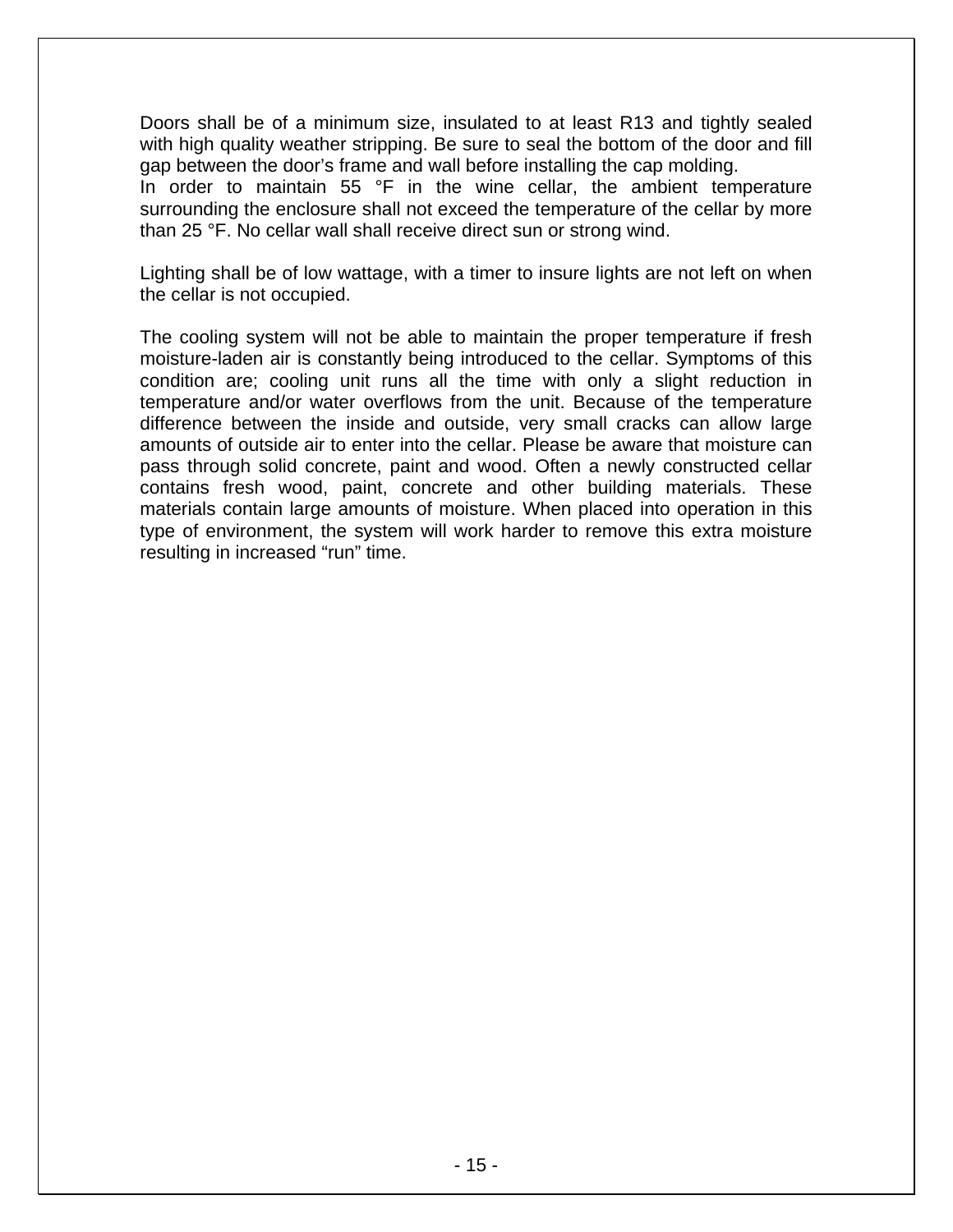Doors shall be of a minimum size, insulated to at least R13 and tightly sealed with high quality weather stripping. Be sure to seal the bottom of the door and fill gap between the door's frame and wall before installing the cap molding.
In order to maintain 55 °F in the wine cellar, the ambient temperature surrounding the enclosure shall not exceed the temperature of the cellar by more than 25 °F. No cellar wall shall receive direct sun or strong wind.

Lighting shall be of low wattage, with a timer to insure lights are not left on when the cellar is not occupied.

The cooling system will not be able to maintain the proper temperature if fresh moisture-laden air is constantly being introduced to the cellar. Symptoms of this condition are; cooling unit runs all the time with only a slight reduction in temperature and/or water overflows from the unit. Because of the temperature difference between the inside and outside, very small cracks can allow large amounts of outside air to enter into the cellar. Please be aware that moisture can pass through solid concrete, paint and wood. Often a newly constructed cellar contains fresh wood, paint, concrete and other building materials. These materials contain large amounts of moisture. When placed into operation in this type of environment, the system will work harder to remove this extra moisture resulting in increased "run" time.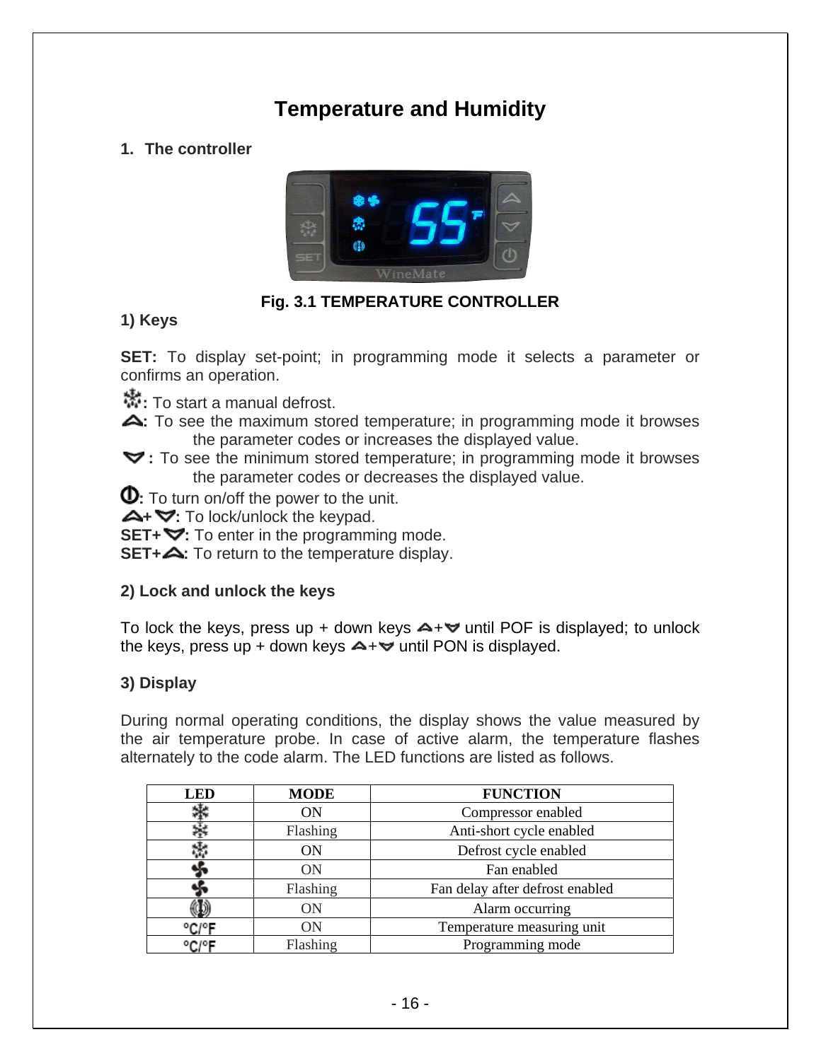# Temperature and Humidity

**1. The controller**

**Fig. 3.1 TEMPERATURE CONTROLLER**

**1) Keys**

**SET:** To display set-point; in programming mode it selects a parameter or confirms an operation.

**❄:** To start a manual defrost.

**⏶:** To see the maximum stored temperature; in programming mode it browses the parameter codes or increases the displayed value.

**⏷:** To see the minimum stored temperature; in programming mode it browses the parameter codes or decreases the displayed value.

**⏻:** To turn on/off the power to the unit.

**⏶+⏷:** To lock/unlock the keypad.

**SET+⏷:** To enter in the programming mode.

**SET+⏶:** To return to the temperature display.

**2) Lock and unlock the keys**

To lock the keys, press up + down keys ⏶+⏷ until POF is displayed; to unlock the keys, press up + down keys ⏶+⏷ until PON is displayed.

**3) Display**

During normal operating conditions, the display shows the value measured by the air temperature probe. In case of active alarm, the temperature flashes alternately to the code alarm. The LED functions are listed as follows.

| LED | MODE | FUNCTION |
|---|---|---|
| ❄ | ON | Compressor enabled |
| ❄ | Flashing | Anti-short cycle enabled |
| ❄ | ON | Defrost cycle enabled |
| ✤ | ON | Fan enabled |
| ✤ | Flashing | Fan delay after defrost enabled |
| (!) | ON | Alarm occurring |
| °C/°F | ON | Temperature measuring unit |
| °C/°F | Flashing | Programming mode |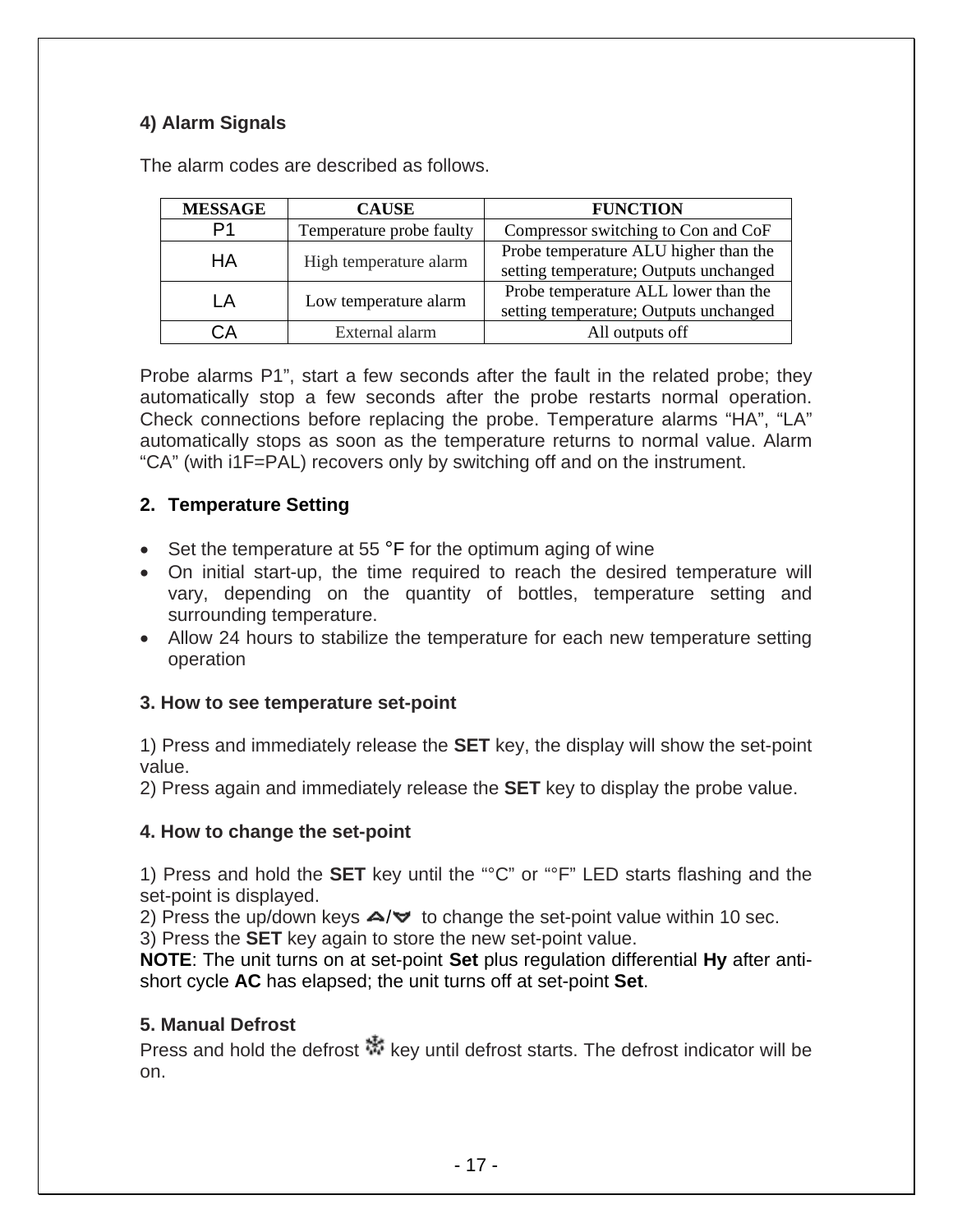### 4) Alarm Signals

The alarm codes are described as follows.

| MESSAGE | CAUSE | FUNCTION |
|---|---|---|
| P1 | Temperature probe faulty | Compressor switching to Con and CoF |
| HA | High temperature alarm | Probe temperature ALU higher than the setting temperature; Outputs unchanged |
| LA | Low temperature alarm | Probe temperature ALL lower than the setting temperature; Outputs unchanged |
| CA | External alarm | All outputs off |

Probe alarms P1", start a few seconds after the fault in the related probe; they automatically stop a few seconds after the probe restarts normal operation. Check connections before replacing the probe. Temperature alarms "HA", "LA" automatically stops as soon as the temperature returns to normal value. Alarm "CA" (with i1F=PAL) recovers only by switching off and on the instrument.

### 2. Temperature Setting

- Set the temperature at 55 °F for the optimum aging of wine
- On initial start-up, the time required to reach the desired temperature will vary, depending on the quantity of bottles, temperature setting and surrounding temperature.
- Allow 24 hours to stabilize the temperature for each new temperature setting operation

### 3. How to see temperature set-point

1) Press and immediately release the **SET** key, the display will show the set-point value.
2) Press again and immediately release the **SET** key to display the probe value.

### 4. How to change the set-point

1) Press and hold the **SET** key until the "°C" or "°F" LED starts flashing and the set-point is displayed.
2) Press the up/down keys ▲/▼ to change the set-point value within 10 sec.
3) Press the **SET** key again to store the new set-point value.
**NOTE**: The unit turns on at set-point **Set** plus regulation differential **Hy** after anti-short cycle **AC** has elapsed; the unit turns off at set-point **Set**.

### 5. Manual Defrost

Press and hold the defrost ❄ key until defrost starts. The defrost indicator will be on.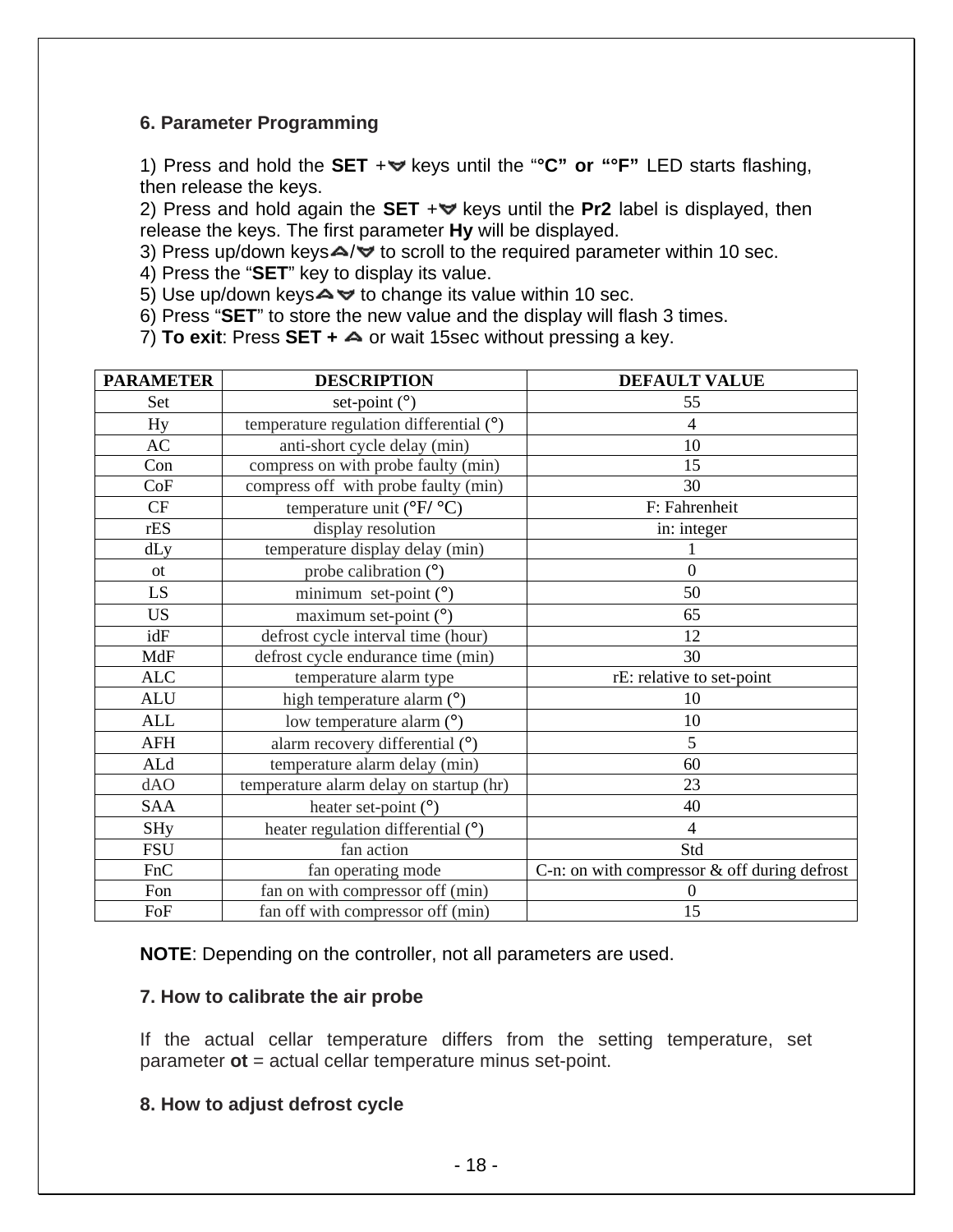### 6. Parameter Programming

1) Press and hold the **SET** +▽ keys until the "**°C" or "°F"** LED starts flashing, then release the keys.
2) Press and hold again the **SET** +▽ keys until the **Pr2** label is displayed, then release the keys. The first parameter **Hy** will be displayed.
3) Press up/down keys△/▽ to scroll to the required parameter within 10 sec.
4) Press the "**SET**" key to display its value.
5) Use up/down keys△ ▽ to change its value within 10 sec.
6) Press "**SET**" to store the new value and the display will flash 3 times.
7) **To exit**: Press **SET +** △ or wait 15sec without pressing a key.

| PARAMETER | DESCRIPTION | DEFAULT VALUE |
|---|---|---|
| Set | set-point (°) | 55 |
| Hy | temperature regulation differential (°) | 4 |
| AC | anti-short cycle delay (min) | 10 |
| Con | compress on with probe faulty (min) | 15 |
| CoF | compress off with probe faulty (min) | 30 |
| CF | temperature unit (°F/ °C) | F: Fahrenheit |
| rES | display resolution | in: integer |
| dLy | temperature display delay (min) | 1 |
| ot | probe calibration (°) | 0 |
| LS | minimum set-point (°) | 50 |
| US | maximum set-point (°) | 65 |
| idF | defrost cycle interval time (hour) | 12 |
| MdF | defrost cycle endurance time (min) | 30 |
| ALC | temperature alarm type | rE: relative to set-point |
| ALU | high temperature alarm (°) | 10 |
| ALL | low temperature alarm (°) | 10 |
| AFH | alarm recovery differential (°) | 5 |
| ALd | temperature alarm delay (min) | 60 |
| dAO | temperature alarm delay on startup (hr) | 23 |
| SAA | heater set-point (°) | 40 |
| SHy | heater regulation differential (°) | 4 |
| FSU | fan action | Std |
| FnC | fan operating mode | C-n: on with compressor & off during defrost |
| Fon | fan on with compressor off (min) | 0 |
| FoF | fan off with compressor off (min) | 15 |

**NOTE**: Depending on the controller, not all parameters are used.

### 7. How to calibrate the air probe

If the actual cellar temperature differs from the setting temperature, set parameter **ot** = actual cellar temperature minus set-point.

### 8. How to adjust defrost cycle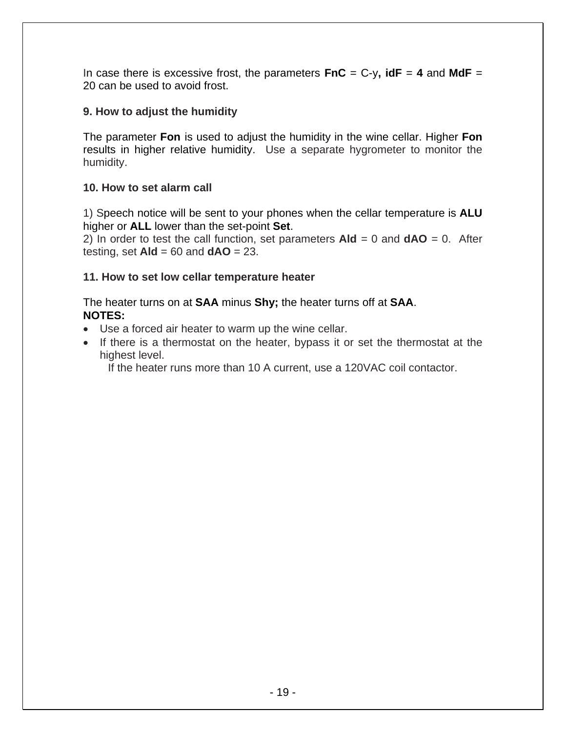In case there is excessive frost, the parameters **FnC** = C-y**, idF** = **4** and **MdF** = 20 can be used to avoid frost.

**9. How to adjust the humidity**

The parameter **Fon** is used to adjust the humidity in the wine cellar. Higher **Fon** results in higher relative humidity. Use a separate hygrometer to monitor the humidity.

**10. How to set alarm call**

1) Speech notice will be sent to your phones when the cellar temperature is **ALU** higher or **ALL** lower than the set-point **Set**.
2) In order to test the call function, set parameters **Ald** = 0 and **dAO** = 0. After testing, set **Ald** = 60 and **dAO** = 23.

**11. How to set low cellar temperature heater**

The heater turns on at **SAA** minus **Shy;** the heater turns off at **SAA**.
**NOTES:**

- Use a forced air heater to warm up the wine cellar.
- If there is a thermostat on the heater, bypass it or set the thermostat at the highest level.
  If the heater runs more than 10 A current, use a 120VAC coil contactor.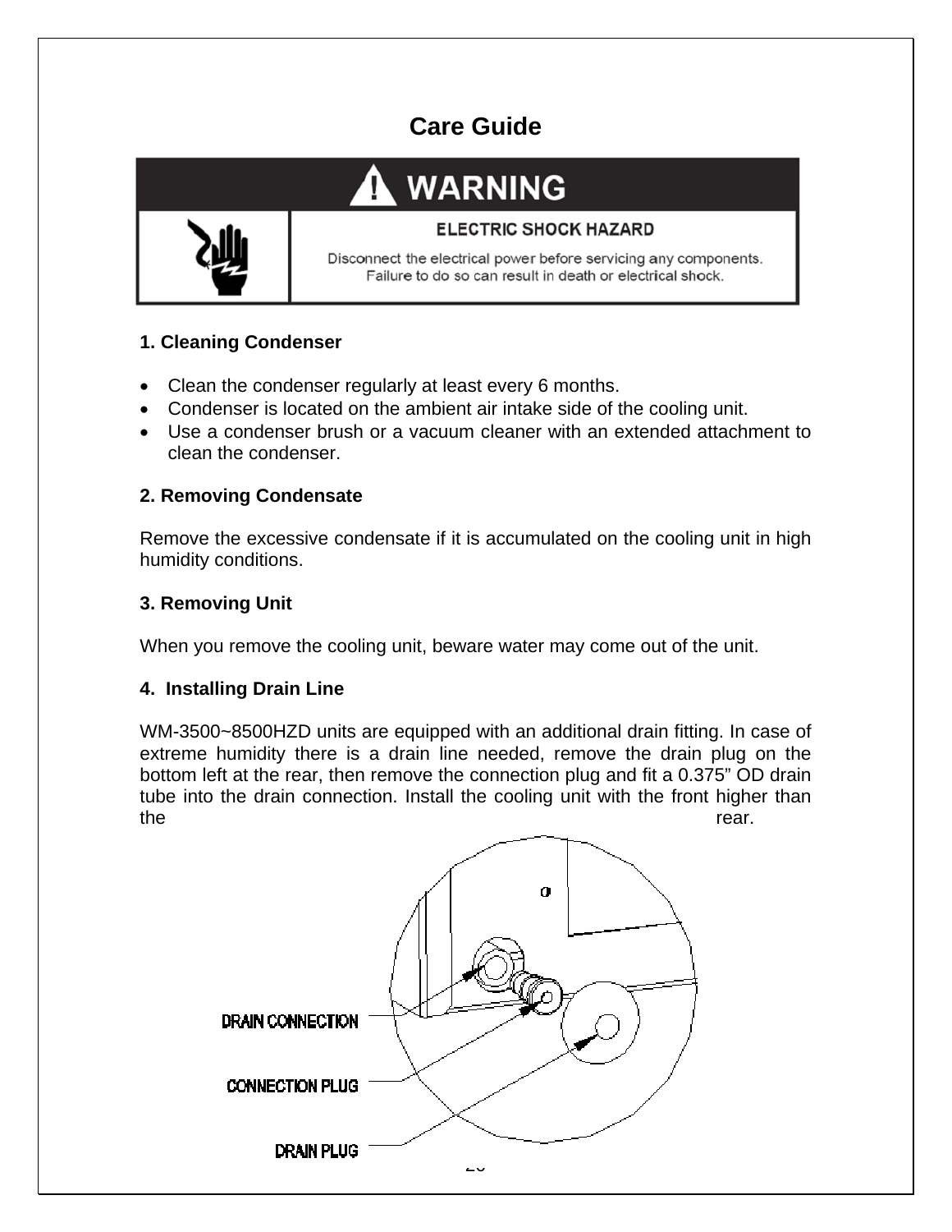# Care Guide

**WARNING**

**ELECTRIC SHOCK HAZARD**

Disconnect the electrical power before servicing any components. Failure to do so can result in death or electrical shock.

### 1. Cleaning Condenser

- Clean the condenser regularly at least every 6 months.
- Condenser is located on the ambient air intake side of the cooling unit.
- Use a condenser brush or a vacuum cleaner with an extended attachment to clean the condenser.

### 2. Removing Condensate

Remove the excessive condensate if it is accumulated on the cooling unit in high humidity conditions.

### 3. Removing Unit

When you remove the cooling unit, beware water may come out of the unit.

### 4. Installing Drain Line

WM-3500~8500HZD units are equipped with an additional drain fitting. In case of extreme humidity there is a drain line needed, remove the drain plug on the bottom left at the rear, then remove the connection plug and fit a 0.375" OD drain tube into the drain connection. Install the cooling unit with the front higher than the rear.

DRAIN CONNECTION

CONNECTION PLUG

DRAIN PLUG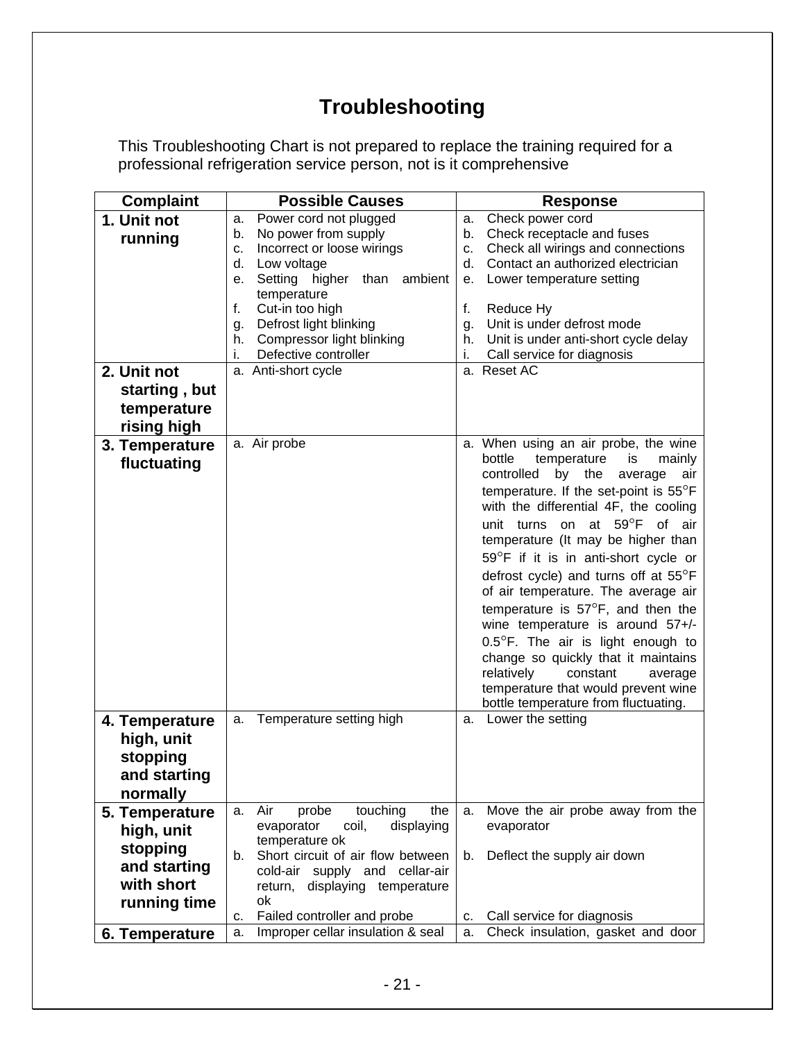# Troubleshooting

This Troubleshooting Chart is not prepared to replace the training required for a professional refrigeration service person, not is it comprehensive

| Complaint | Possible Causes | Response |
|---|---|---|
| **1. Unit not running** | a. Power cord not plugged<br>b. No power from supply<br>c. Incorrect or loose wirings<br>d. Low voltage<br>e. Setting higher than ambient temperature<br>f. Cut-in too high<br>g. Defrost light blinking<br>h. Compressor light blinking<br>i. Defective controller | a. Check power cord<br>b. Check receptacle and fuses<br>c. Check all wirings and connections<br>d. Contact an authorized electrician<br>e. Lower temperature setting<br>f. Reduce Hy<br>g. Unit is under defrost mode<br>h. Unit is under anti-short cycle delay<br>i. Call service for diagnosis |
| **2. Unit not starting , but temperature rising high** | a. Anti-short cycle | a. Reset AC |
| **3. Temperature fluctuating** | a. Air probe | a. When using an air probe, the wine bottle temperature is mainly controlled by the average air temperature. If the set-point is 55°F with the differential 4F, the cooling unit turns on at 59°F of air temperature (It may be higher than 59°F if it is in anti-short cycle or defrost cycle) and turns off at 55°F of air temperature. The average air temperature is 57°F, and then the wine temperature is around 57+/-0.5°F. The air is light enough to change so quickly that it maintains relatively constant average temperature that would prevent wine bottle temperature from fluctuating. |
| **4. Temperature high, unit stopping and starting normally** | a. Temperature setting high | a. Lower the setting |
| **5. Temperature high, unit stopping and starting with short running time** | a. Air probe touching the evaporator coil, displaying temperature ok<br>b. Short circuit of air flow between cold-air supply and cellar-air return, displaying temperature ok<br>c. Failed controller and probe | a. Move the air probe away from the evaporator<br>b. Deflect the supply air down<br>c. Call service for diagnosis |
| **6. Temperature** | a. Improper cellar insulation & seal | a. Check insulation, gasket and door |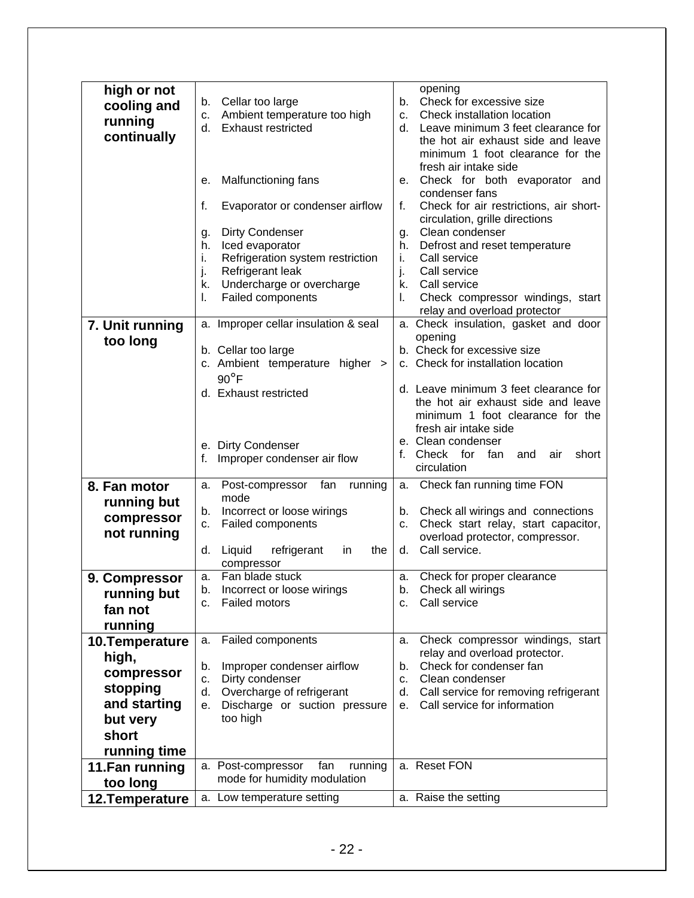| | | |
|---|---|---|
| **high or not cooling and running continually** | b. Cellar too large<br>c. Ambient temperature too high<br>d. Exhaust restricted<br><br>e. Malfunctioning fans<br>f. Evaporator or condenser airflow<br>g. Dirty Condenser<br>h. Iced evaporator<br>i. Refrigeration system restriction<br>j. Refrigerant leak<br>k. Undercharge or overcharge<br>l. Failed components | opening<br>b. Check for excessive size<br>c. Check installation location<br>d. Leave minimum 3 feet clearance for the hot air exhaust side and leave minimum 1 foot clearance for the fresh air intake side<br>e. Check for both evaporator and condenser fans<br>f. Check for air restrictions, air short-circulation, grille directions<br>g. Clean condenser<br>h. Defrost and reset temperature<br>i. Call service<br>j. Call service<br>k. Call service<br>l. Check compressor windings, start relay and overload protector |
| **7. Unit running too long** | a. Improper cellar insulation & seal<br>b. Cellar too large<br>c. Ambient temperature higher > 90°F<br>d. Exhaust restricted<br><br>e. Dirty Condenser<br>f. Improper condenser air flow | a. Check insulation, gasket and door opening<br>b. Check for excessive size<br>c. Check for installation location<br>d. Leave minimum 3 feet clearance for the hot air exhaust side and leave minimum 1 foot clearance for the fresh air intake side<br>e. Clean condenser<br>f. Check for fan and air short circulation |
| **8. Fan motor running but compressor not running** | a. Post-compressor fan running mode<br>b. Incorrect or loose wirings<br>c. Failed components<br>d. Liquid refrigerant in the compressor | a. Check fan running time FON<br>b. Check all wirings and connections<br>c. Check start relay, start capacitor, overload protector, compressor.<br>d. Call service. |
| **9. Compressor running but fan not running** | a. Fan blade stuck<br>b. Incorrect or loose wirings<br>c. Failed motors | a. Check for proper clearance<br>b. Check all wirings<br>c. Call service |
| **10.Temperature high, compressor stopping and starting but very short running time** | a. Failed components<br>b. Improper condenser airflow<br>c. Dirty condenser<br>d. Overcharge of refrigerant<br>e. Discharge or suction pressure too high | a. Check compressor windings, start relay and overload protector.<br>b. Check for condenser fan<br>c. Clean condenser<br>d. Call service for removing refrigerant<br>e. Call service for information |
| **11.Fan running too long** | a. Post-compressor fan running mode for humidity modulation | a. Reset FON |
| **12.Temperature** | a. Low temperature setting | a. Raise the setting |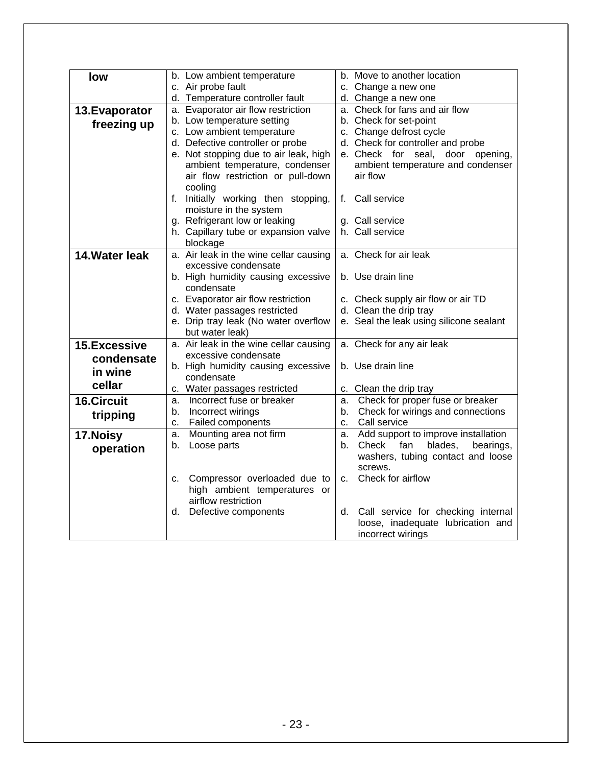| low | b. Low ambient temperature<br>c. Air probe fault<br>d. Temperature controller fault | b. Move to another location<br>c. Change a new one<br>d. Change a new one |
|---|---|---|
| **13.Evaporator freezing up** | a. Evaporator air flow restriction<br>b. Low temperature setting<br>c. Low ambient temperature<br>d. Defective controller or probe<br>e. Not stopping due to air leak, high ambient temperature, condenser air flow restriction or pull-down cooling<br>f. Initially working then stopping, moisture in the system<br>g. Refrigerant low or leaking<br>h. Capillary tube or expansion valve blockage | a. Check for fans and air flow<br>b. Check for set-point<br>c. Change defrost cycle<br>d. Check for controller and probe<br>e. Check for seal, door opening, ambient temperature and condenser air flow<br>f. Call service<br>g. Call service<br>h. Call service |
| **14.Water leak** | a. Air leak in the wine cellar causing excessive condensate<br>b. High humidity causing excessive condensate<br>c. Evaporator air flow restriction<br>d. Water passages restricted<br>e. Drip tray leak (No water overflow but water leak) | a. Check for air leak<br>b. Use drain line<br>c. Check supply air flow or air TD<br>d. Clean the drip tray<br>e. Seal the leak using silicone sealant |
| **15.Excessive condensate in wine cellar** | a. Air leak in the wine cellar causing excessive condensate<br>b. High humidity causing excessive condensate<br>c. Water passages restricted | a. Check for any air leak<br>b. Use drain line<br>c. Clean the drip tray |
| **16.Circuit tripping** | a. Incorrect fuse or breaker<br>b. Incorrect wirings<br>c. Failed components | a. Check for proper fuse or breaker<br>b. Check for wirings and connections<br>c. Call service |
| **17.Noisy operation** | a. Mounting area not firm<br>b. Loose parts<br>c. Compressor overloaded due to high ambient temperatures or airflow restriction<br>d. Defective components | a. Add support to improve installation<br>b. Check fan blades, bearings, washers, tubing contact and loose screws.<br>c. Check for airflow<br>d. Call service for checking internal loose, inadequate lubrication and incorrect wirings |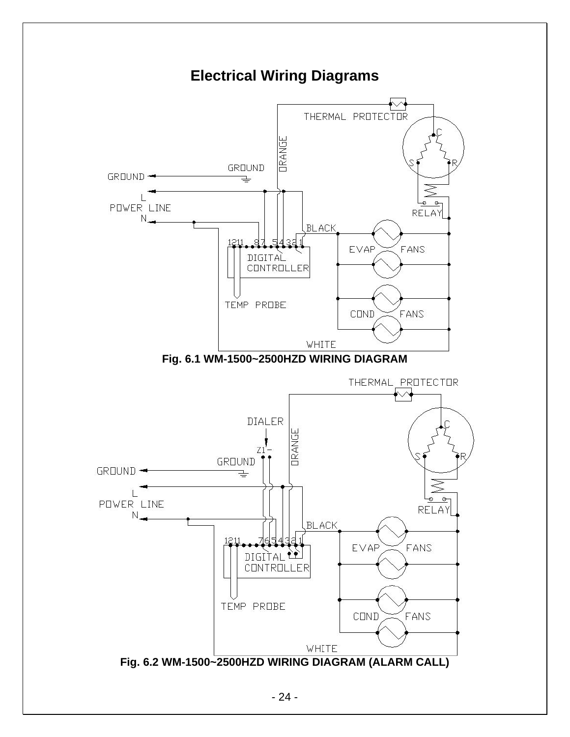# Electrical Wiring Diagrams

THERMAL PROTECTOR

ORANGE

C

S R

GROUND

GROUND

L

POWER LINE

N

RELAY

BLACK

1211 87 54321

DIGITAL CONTROLLER

EVAP FANS

TEMP PROBE

COND FANS

WHITE

**Fig. 6.1 WM-1500~2500HZD WIRING DIAGRAM**

THERMAL PROTECTOR

DIALER

Z1-

ORANGE

C

S R

GROUND

GROUND

L

POWER LINE

N

RELAY

BLACK

1211 7654321

DIGITAL CONTROLLER

EVAP FANS

TEMP PROBE

COND FANS

WHITE

**Fig. 6.2 WM-1500~2500HZD WIRING DIAGRAM (ALARM CALL)**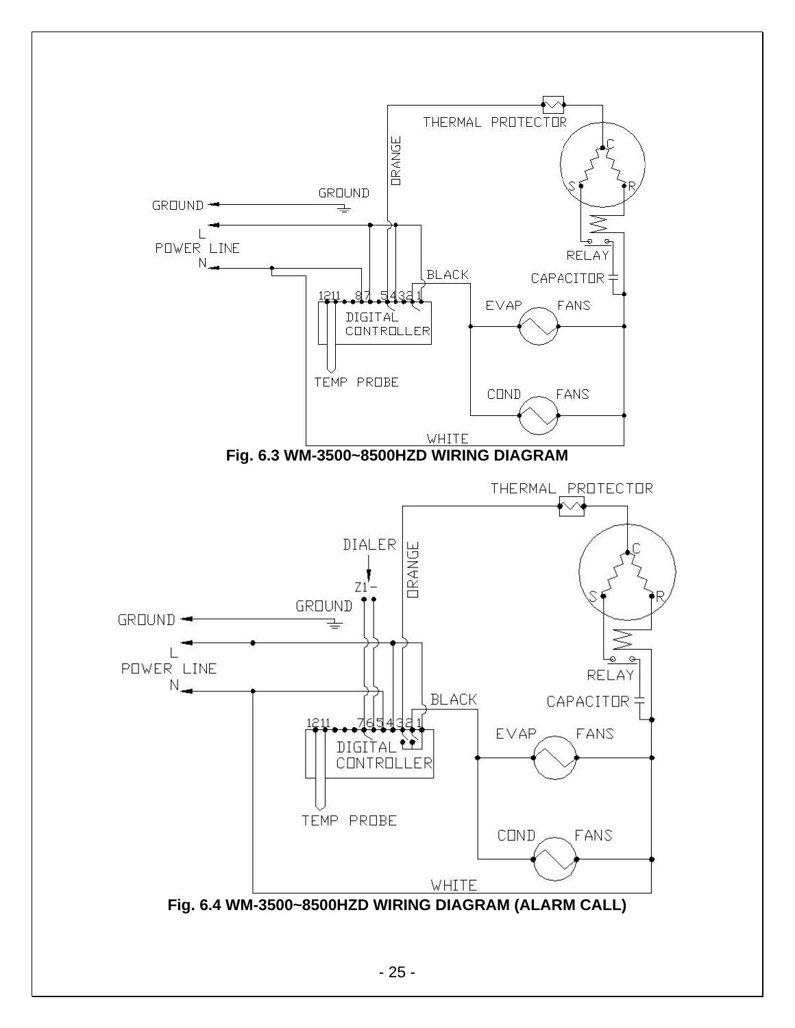Fig. 6.3 WM-3500~8500HZD WIRING DIAGRAM

Fig. 6.4 WM-3500~8500HZD WIRING DIAGRAM (ALARM CALL)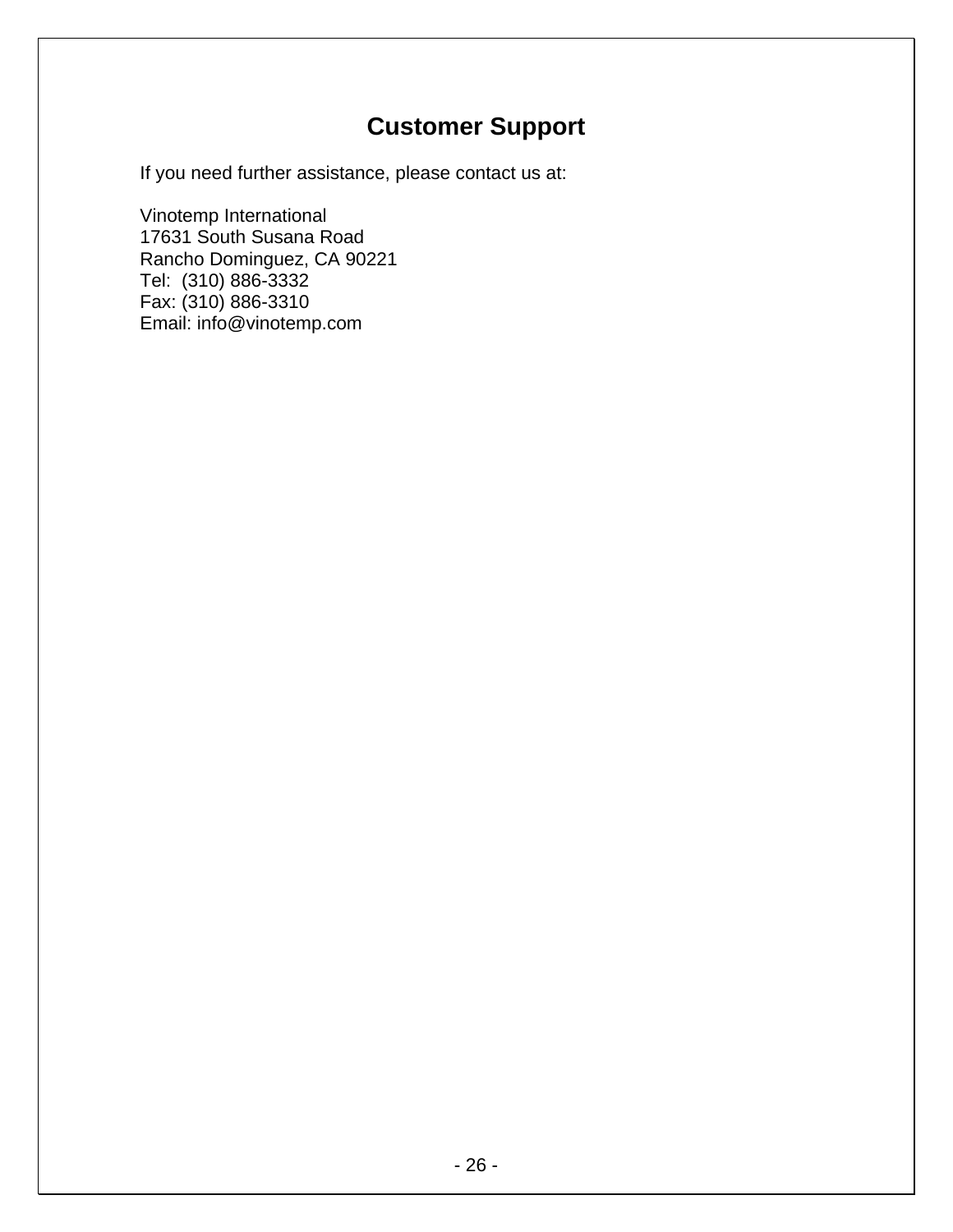# Customer Support

If you need further assistance, please contact us at:

Vinotemp International  
17631 South Susana Road  
Rancho Dominguez, CA 90221  
Tel: (310) 886-3332  
Fax: (310) 886-3310  
Email: info@vinotemp.com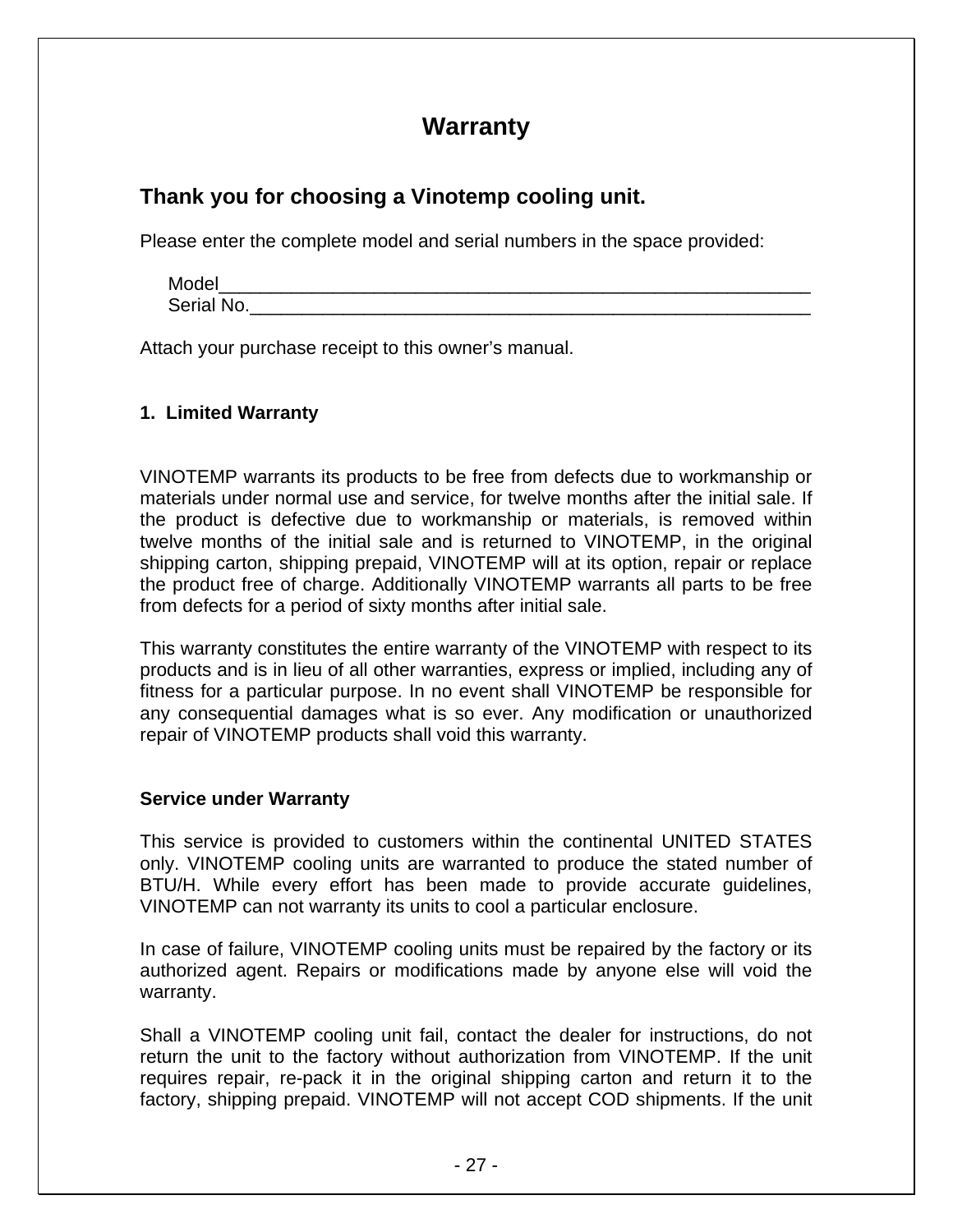# Warranty

## Thank you for choosing a Vinotemp cooling unit.

Please enter the complete model and serial numbers in the space provided:

Model___________________________________________________________
Serial No.________________________________________________________

Attach your purchase receipt to this owner's manual.

### 1. Limited Warranty

VINOTEMP warrants its products to be free from defects due to workmanship or materials under normal use and service, for twelve months after the initial sale. If the product is defective due to workmanship or materials, is removed within twelve months of the initial sale and is returned to VINOTEMP, in the original shipping carton, shipping prepaid, VINOTEMP will at its option, repair or replace the product free of charge. Additionally VINOTEMP warrants all parts to be free from defects for a period of sixty months after initial sale.

This warranty constitutes the entire warranty of the VINOTEMP with respect to its products and is in lieu of all other warranties, express or implied, including any of fitness for a particular purpose. In no event shall VINOTEMP be responsible for any consequential damages what is so ever. Any modification or unauthorized repair of VINOTEMP products shall void this warranty.

### Service under Warranty

This service is provided to customers within the continental UNITED STATES only. VINOTEMP cooling units are warranted to produce the stated number of BTU/H. While every effort has been made to provide accurate guidelines, VINOTEMP can not warranty its units to cool a particular enclosure.

In case of failure, VINOTEMP cooling units must be repaired by the factory or its authorized agent. Repairs or modifications made by anyone else will void the warranty.

Shall a VINOTEMP cooling unit fail, contact the dealer for instructions, do not return the unit to the factory without authorization from VINOTEMP. If the unit requires repair, re-pack it in the original shipping carton and return it to the factory, shipping prepaid. VINOTEMP will not accept COD shipments. If the unit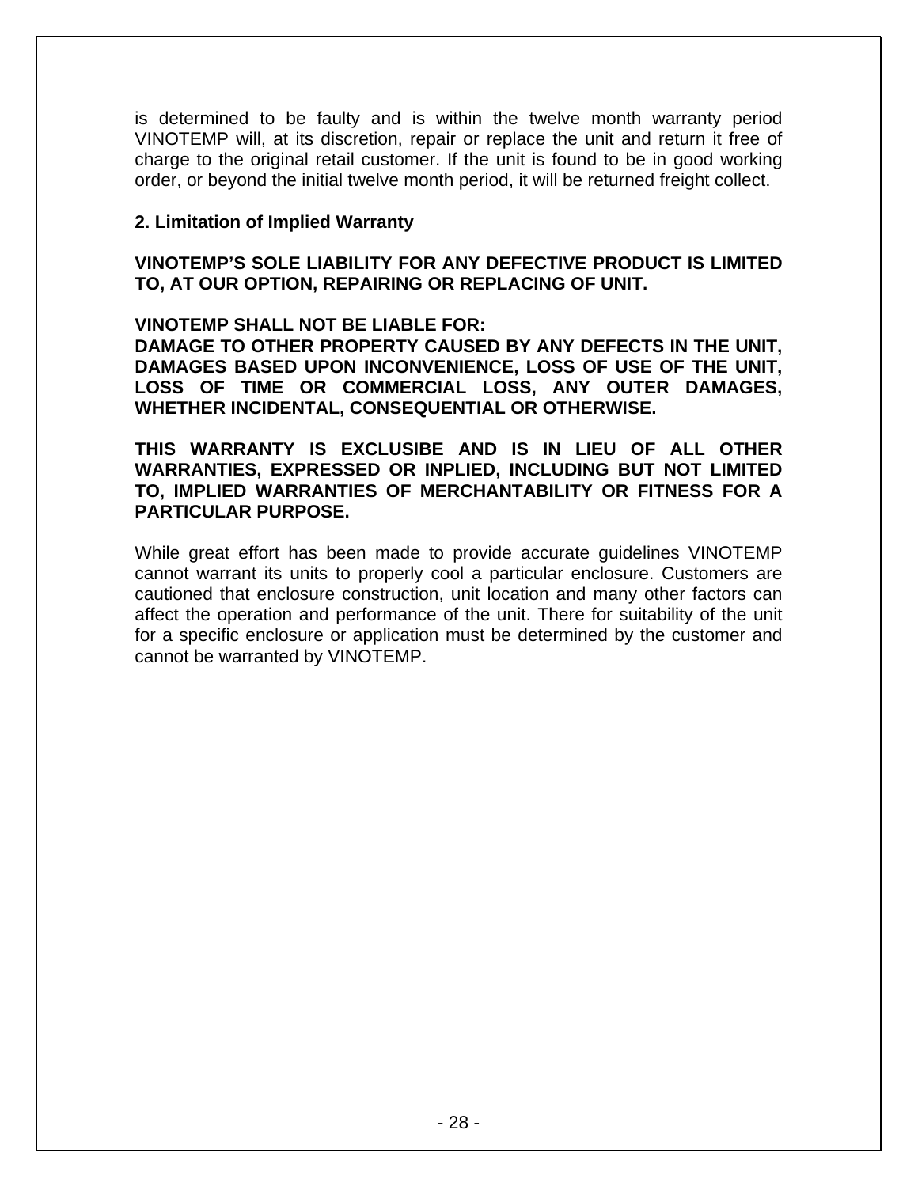is determined to be faulty and is within the twelve month warranty period VINOTEMP will, at its discretion, repair or replace the unit and return it free of charge to the original retail customer. If the unit is found to be in good working order, or beyond the initial twelve month period, it will be returned freight collect.

**2. Limitation of Implied Warranty**

**VINOTEMP'S SOLE LIABILITY FOR ANY DEFECTIVE PRODUCT IS LIMITED TO, AT OUR OPTION, REPAIRING OR REPLACING OF UNIT.**

**VINOTEMP SHALL NOT BE LIABLE FOR:**
**DAMAGE TO OTHER PROPERTY CAUSED BY ANY DEFECTS IN THE UNIT, DAMAGES BASED UPON INCONVENIENCE, LOSS OF USE OF THE UNIT, LOSS OF TIME OR COMMERCIAL LOSS, ANY OUTER DAMAGES, WHETHER INCIDENTAL, CONSEQUENTIAL OR OTHERWISE.**

**THIS WARRANTY IS EXCLUSIBE AND IS IN LIEU OF ALL OTHER WARRANTIES, EXPRESSED OR INPLIED, INCLUDING BUT NOT LIMITED TO, IMPLIED WARRANTIES OF MERCHANTABILITY OR FITNESS FOR A PARTICULAR PURPOSE.**

While great effort has been made to provide accurate guidelines VINOTEMP cannot warrant its units to properly cool a particular enclosure. Customers are cautioned that enclosure construction, unit location and many other factors can affect the operation and performance of the unit. There for suitability of the unit for a specific enclosure or application must be determined by the customer and cannot be warranted by VINOTEMP.